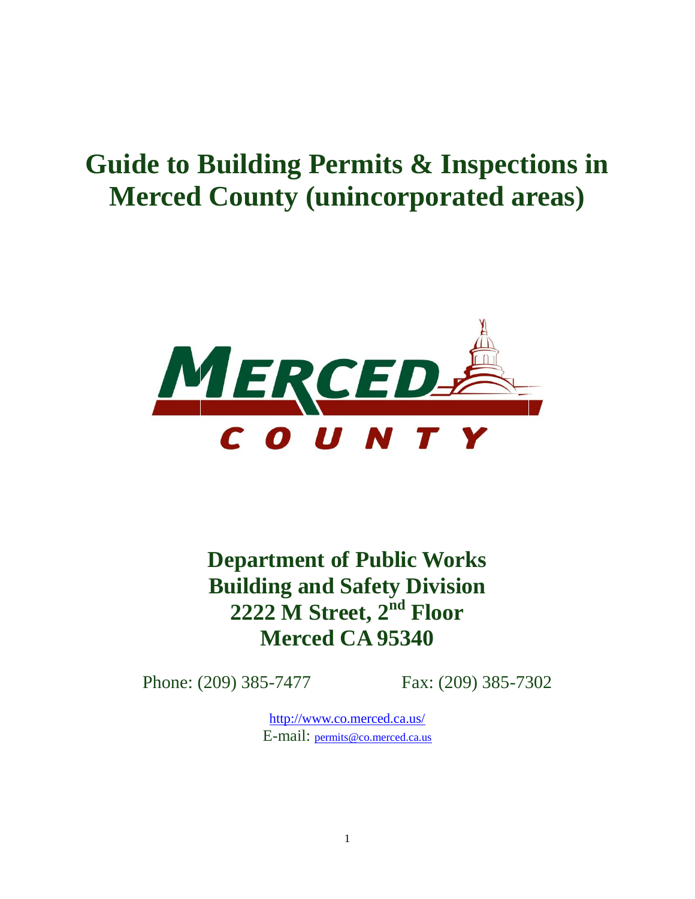# Guide to Building Permits & Inspections in Merced County (unincorporated areas)

MERCED COUNTY

**Department of Public Works**
**Building and Safety Division**
**2222 M Street, 2nd Floor**
**Merced CA 95340**

Phone: (209) 385-7477 Fax: (209) 385-7302

http://www.co.merced.ca.us/
E-mail: permits@co.merced.ca.us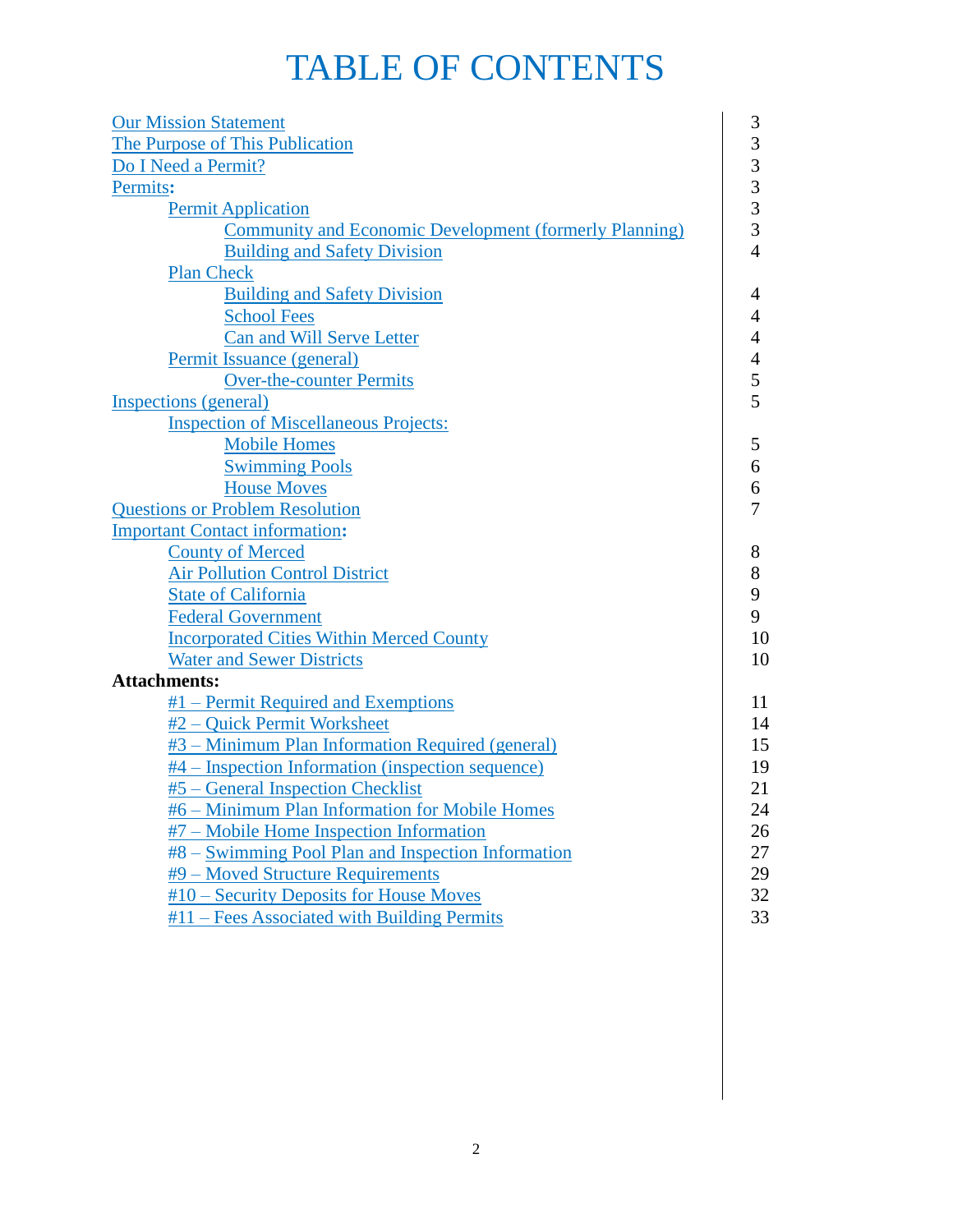# TABLE OF CONTENTS

| | |
|---|---|
| Our Mission Statement | 3 |
| The Purpose of This Publication | 3 |
| Do I Need a Permit? | 3 |
| Permits: | 3 |
| &nbsp;&nbsp;&nbsp;&nbsp;Permit Application | 3 |
| &nbsp;&nbsp;&nbsp;&nbsp;&nbsp;&nbsp;&nbsp;&nbsp;Community and Economic Development (formerly Planning) | 3 |
| &nbsp;&nbsp;&nbsp;&nbsp;&nbsp;&nbsp;&nbsp;&nbsp;Building and Safety Division | 4 |
| &nbsp;&nbsp;&nbsp;&nbsp;Plan Check | |
| &nbsp;&nbsp;&nbsp;&nbsp;&nbsp;&nbsp;&nbsp;&nbsp;Building and Safety Division | 4 |
| &nbsp;&nbsp;&nbsp;&nbsp;&nbsp;&nbsp;&nbsp;&nbsp;School Fees | 4 |
| &nbsp;&nbsp;&nbsp;&nbsp;&nbsp;&nbsp;&nbsp;&nbsp;Can and Will Serve Letter | 4 |
| &nbsp;&nbsp;&nbsp;&nbsp;Permit Issuance (general) | 4 |
| &nbsp;&nbsp;&nbsp;&nbsp;&nbsp;&nbsp;&nbsp;&nbsp;Over-the-counter Permits | 5 |
| Inspections (general) | 5 |
| &nbsp;&nbsp;&nbsp;&nbsp;Inspection of Miscellaneous Projects: | |
| &nbsp;&nbsp;&nbsp;&nbsp;&nbsp;&nbsp;&nbsp;&nbsp;Mobile Homes | 5 |
| &nbsp;&nbsp;&nbsp;&nbsp;&nbsp;&nbsp;&nbsp;&nbsp;Swimming Pools | 6 |
| &nbsp;&nbsp;&nbsp;&nbsp;&nbsp;&nbsp;&nbsp;&nbsp;House Moves | 6 |
| Questions or Problem Resolution | 7 |
| Important Contact information: | |
| &nbsp;&nbsp;&nbsp;&nbsp;County of Merced | 8 |
| &nbsp;&nbsp;&nbsp;&nbsp;Air Pollution Control District | 8 |
| &nbsp;&nbsp;&nbsp;&nbsp;State of California | 9 |
| &nbsp;&nbsp;&nbsp;&nbsp;Federal Government | 9 |
| &nbsp;&nbsp;&nbsp;&nbsp;Incorporated Cities Within Merced County | 10 |
| &nbsp;&nbsp;&nbsp;&nbsp;Water and Sewer Districts | 10 |
| **Attachments:** | |
| &nbsp;&nbsp;&nbsp;&nbsp;#1 – Permit Required and Exemptions | 11 |
| &nbsp;&nbsp;&nbsp;&nbsp;#2 – Quick Permit Worksheet | 14 |
| &nbsp;&nbsp;&nbsp;&nbsp;#3 – Minimum Plan Information Required (general) | 15 |
| &nbsp;&nbsp;&nbsp;&nbsp;#4 – Inspection Information (inspection sequence) | 19 |
| &nbsp;&nbsp;&nbsp;&nbsp;#5 – General Inspection Checklist | 21 |
| &nbsp;&nbsp;&nbsp;&nbsp;#6 – Minimum Plan Information for Mobile Homes | 24 |
| &nbsp;&nbsp;&nbsp;&nbsp;#7 – Mobile Home Inspection Information | 26 |
| &nbsp;&nbsp;&nbsp;&nbsp;#8 – Swimming Pool Plan and Inspection Information | 27 |
| &nbsp;&nbsp;&nbsp;&nbsp;#9 – Moved Structure Requirements | 29 |
| &nbsp;&nbsp;&nbsp;&nbsp;#10 – Security Deposits for House Moves | 32 |
| &nbsp;&nbsp;&nbsp;&nbsp;#11 – Fees Associated with Building Permits | 33 |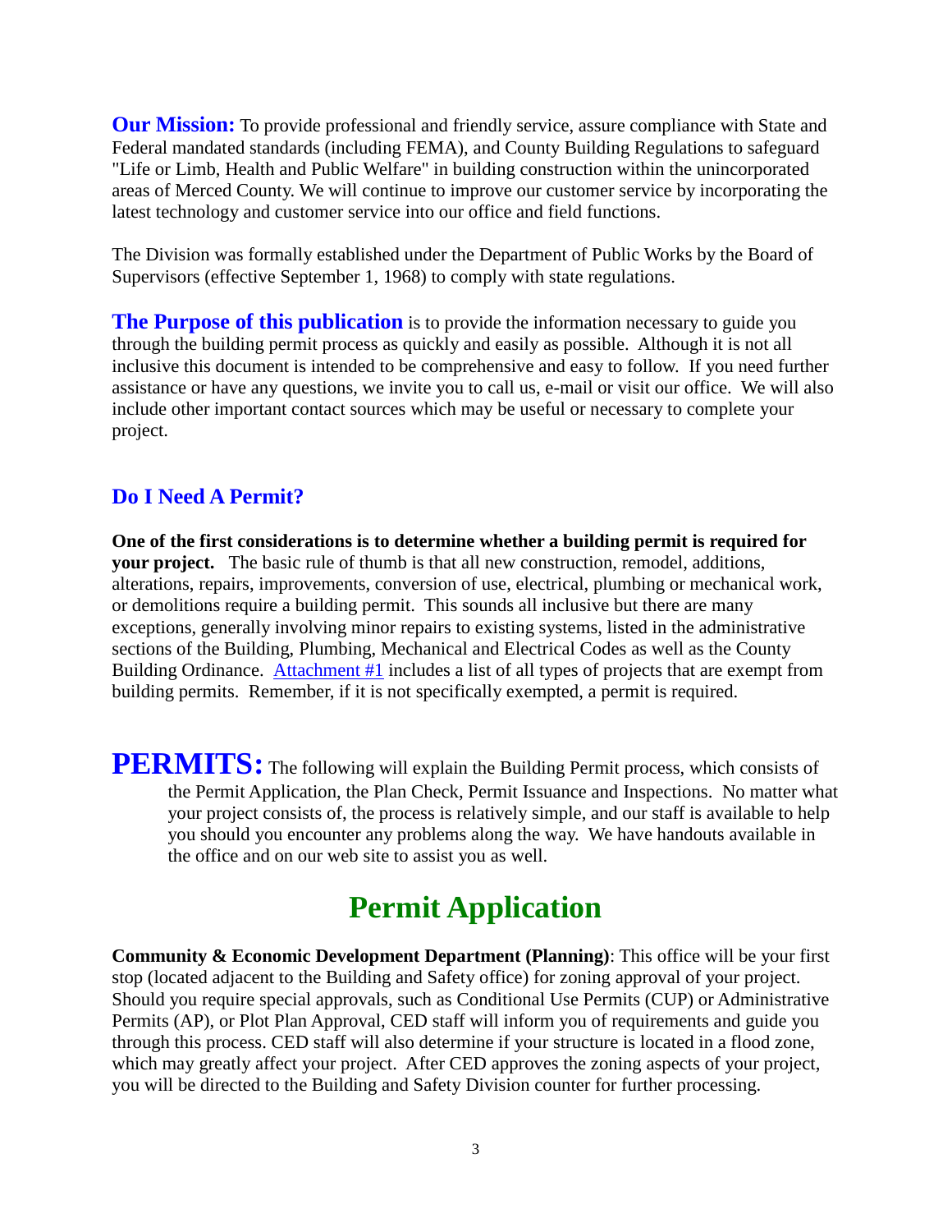**Our Mission:** To provide professional and friendly service, assure compliance with State and Federal mandated standards (including FEMA), and County Building Regulations to safeguard "Life or Limb, Health and Public Welfare" in building construction within the unincorporated areas of Merced County. We will continue to improve our customer service by incorporating the latest technology and customer service into our office and field functions.

The Division was formally established under the Department of Public Works by the Board of Supervisors (effective September 1, 1968) to comply with state regulations.

**The Purpose of this publication** is to provide the information necessary to guide you through the building permit process as quickly and easily as possible. Although it is not all inclusive this document is intended to be comprehensive and easy to follow. If you need further assistance or have any questions, we invite you to call us, e-mail or visit our office. We will also include other important contact sources which may be useful or necessary to complete your project.

### Do I Need A Permit?

**One of the first considerations is to determine whether a building permit is required for your project.** The basic rule of thumb is that all new construction, remodel, additions, alterations, repairs, improvements, conversion of use, electrical, plumbing or mechanical work, or demolitions require a building permit. This sounds all inclusive but there are many exceptions, generally involving minor repairs to existing systems, listed in the administrative sections of the Building, Plumbing, Mechanical and Electrical Codes as well as the County Building Ordinance. Attachment #1 includes a list of all types of projects that are exempt from building permits. Remember, if it is not specifically exempted, a permit is required.

**PERMITS:** The following will explain the Building Permit process, which consists of the Permit Application, the Plan Check, Permit Issuance and Inspections. No matter what your project consists of, the process is relatively simple, and our staff is available to help you should you encounter any problems along the way. We have handouts available in the office and on our web site to assist you as well.

## Permit Application

**Community & Economic Development Department (Planning)**: This office will be your first stop (located adjacent to the Building and Safety office) for zoning approval of your project. Should you require special approvals, such as Conditional Use Permits (CUP) or Administrative Permits (AP), or Plot Plan Approval, CED staff will inform you of requirements and guide you through this process. CED staff will also determine if your structure is located in a flood zone, which may greatly affect your project. After CED approves the zoning aspects of your project, you will be directed to the Building and Safety Division counter for further processing.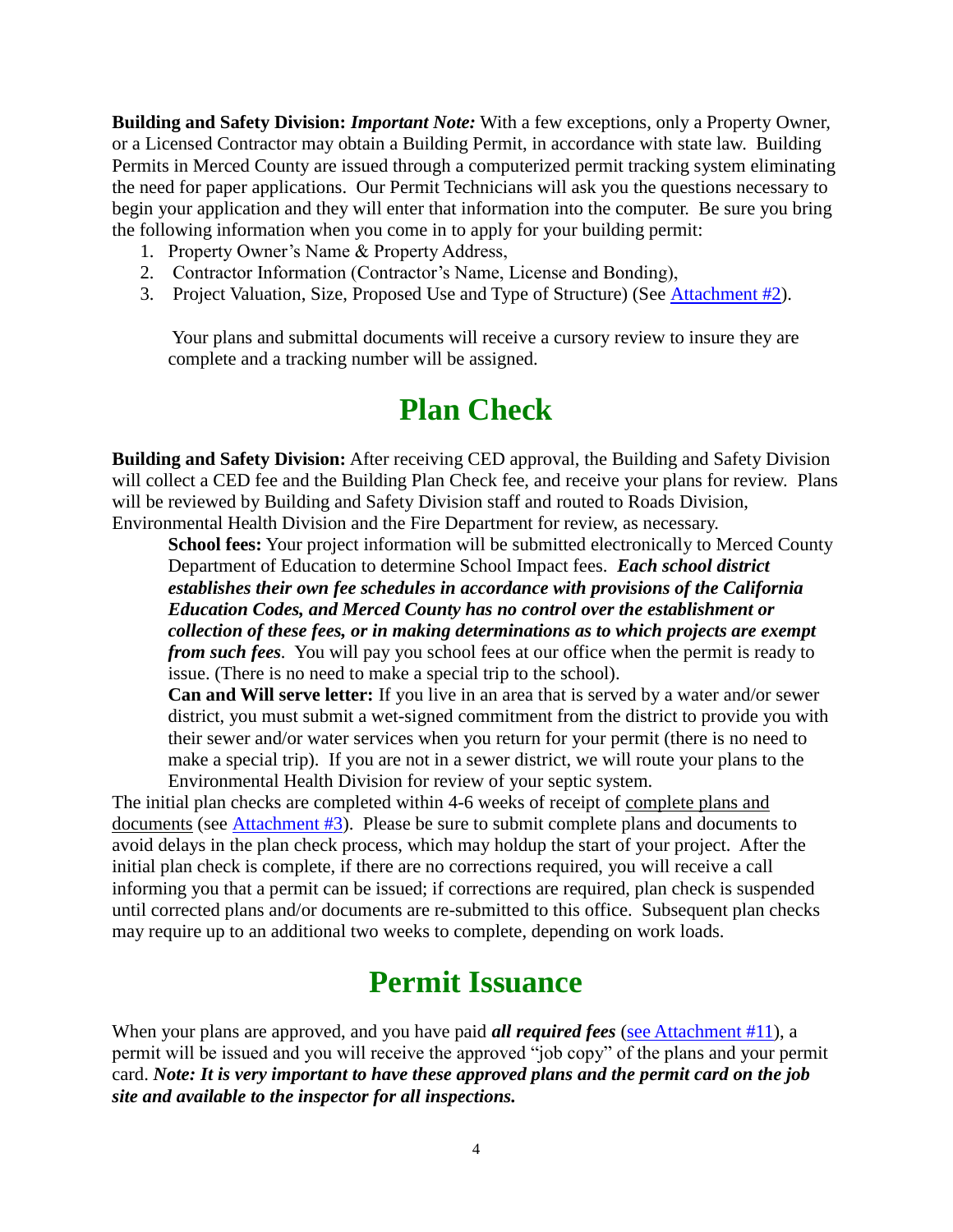**Building and Safety Division:** ***Important Note:*** With a few exceptions, only a Property Owner, or a Licensed Contractor may obtain a Building Permit, in accordance with state law. Building Permits in Merced County are issued through a computerized permit tracking system eliminating the need for paper applications. Our Permit Technicians will ask you the questions necessary to begin your application and they will enter that information into the computer. Be sure you bring the following information when you come in to apply for your building permit:

1. Property Owner's Name & Property Address,
2. Contractor Information (Contractor's Name, License and Bonding),
3. Project Valuation, Size, Proposed Use and Type of Structure) (See Attachment #2).

Your plans and submittal documents will receive a cursory review to insure they are complete and a tracking number will be assigned.

# Plan Check

**Building and Safety Division:** After receiving CED approval, the Building and Safety Division will collect a CED fee and the Building Plan Check fee, and receive your plans for review. Plans will be reviewed by Building and Safety Division staff and routed to Roads Division, Environmental Health Division and the Fire Department for review, as necessary.

**School fees:** Your project information will be submitted electronically to Merced County Department of Education to determine School Impact fees. ***Each school district establishes their own fee schedules in accordance with provisions of the California Education Codes, and Merced County has no control over the establishment or collection of these fees, or in making determinations as to which projects are exempt from such fees***. You will pay you school fees at our office when the permit is ready to issue. (There is no need to make a special trip to the school).

**Can and Will serve letter:** If you live in an area that is served by a water and/or sewer district, you must submit a wet-signed commitment from the district to provide you with their sewer and/or water services when you return for your permit (there is no need to make a special trip). If you are not in a sewer district, we will route your plans to the Environmental Health Division for review of your septic system.

The initial plan checks are completed within 4-6 weeks of receipt of complete plans and documents (see Attachment #3). Please be sure to submit complete plans and documents to avoid delays in the plan check process, which may holdup the start of your project. After the initial plan check is complete, if there are no corrections required, you will receive a call informing you that a permit can be issued; if corrections are required, plan check is suspended until corrected plans and/or documents are re-submitted to this office. Subsequent plan checks may require up to an additional two weeks to complete, depending on work loads.

# Permit Issuance

When your plans are approved, and you have paid ***all required fees*** (see Attachment #11), a permit will be issued and you will receive the approved "job copy" of the plans and your permit card. ***Note: It is very important to have these approved plans and the permit card on the job site and available to the inspector for all inspections.***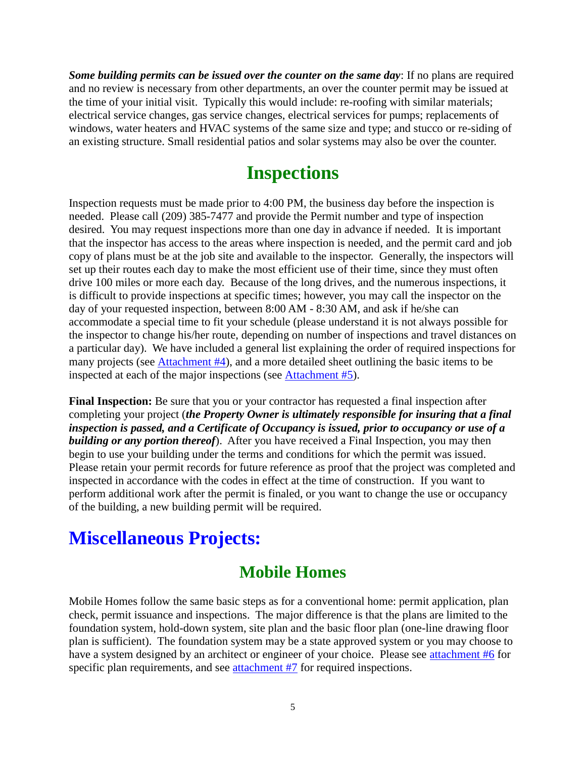***Some building permits can be issued over the counter on the same day***: If no plans are required and no review is necessary from other departments, an over the counter permit may be issued at the time of your initial visit. Typically this would include: re-roofing with similar materials; electrical service changes, gas service changes, electrical services for pumps; replacements of windows, water heaters and HVAC systems of the same size and type; and stucco or re-siding of an existing structure. Small residential patios and solar systems may also be over the counter.

## Inspections

Inspection requests must be made prior to 4:00 PM, the business day before the inspection is needed. Please call (209) 385-7477 and provide the Permit number and type of inspection desired. You may request inspections more than one day in advance if needed. It is important that the inspector has access to the areas where inspection is needed, and the permit card and job copy of plans must be at the job site and available to the inspector. Generally, the inspectors will set up their routes each day to make the most efficient use of their time, since they must often drive 100 miles or more each day. Because of the long drives, and the numerous inspections, it is difficult to provide inspections at specific times; however, you may call the inspector on the day of your requested inspection, between 8:00 AM - 8:30 AM, and ask if he/she can accommodate a special time to fit your schedule (please understand it is not always possible for the inspector to change his/her route, depending on number of inspections and travel distances on a particular day). We have included a general list explaining the order of required inspections for many projects (see Attachment #4), and a more detailed sheet outlining the basic items to be inspected at each of the major inspections (see Attachment #5).

**Final Inspection:** Be sure that you or your contractor has requested a final inspection after completing your project (***the Property Owner is ultimately responsible for insuring that a final inspection is passed, and a Certificate of Occupancy is issued, prior to occupancy or use of a building or any portion thereof***). After you have received a Final Inspection, you may then begin to use your building under the terms and conditions for which the permit was issued. Please retain your permit records for future reference as proof that the project was completed and inspected in accordance with the codes in effect at the time of construction. If you want to perform additional work after the permit is finaled, or you want to change the use or occupancy of the building, a new building permit will be required.

# Miscellaneous Projects:

## Mobile Homes

Mobile Homes follow the same basic steps as for a conventional home: permit application, plan check, permit issuance and inspections. The major difference is that the plans are limited to the foundation system, hold-down system, site plan and the basic floor plan (one-line drawing floor plan is sufficient). The foundation system may be a state approved system or you may choose to have a system designed by an architect or engineer of your choice. Please see attachment #6 for specific plan requirements, and see attachment #7 for required inspections.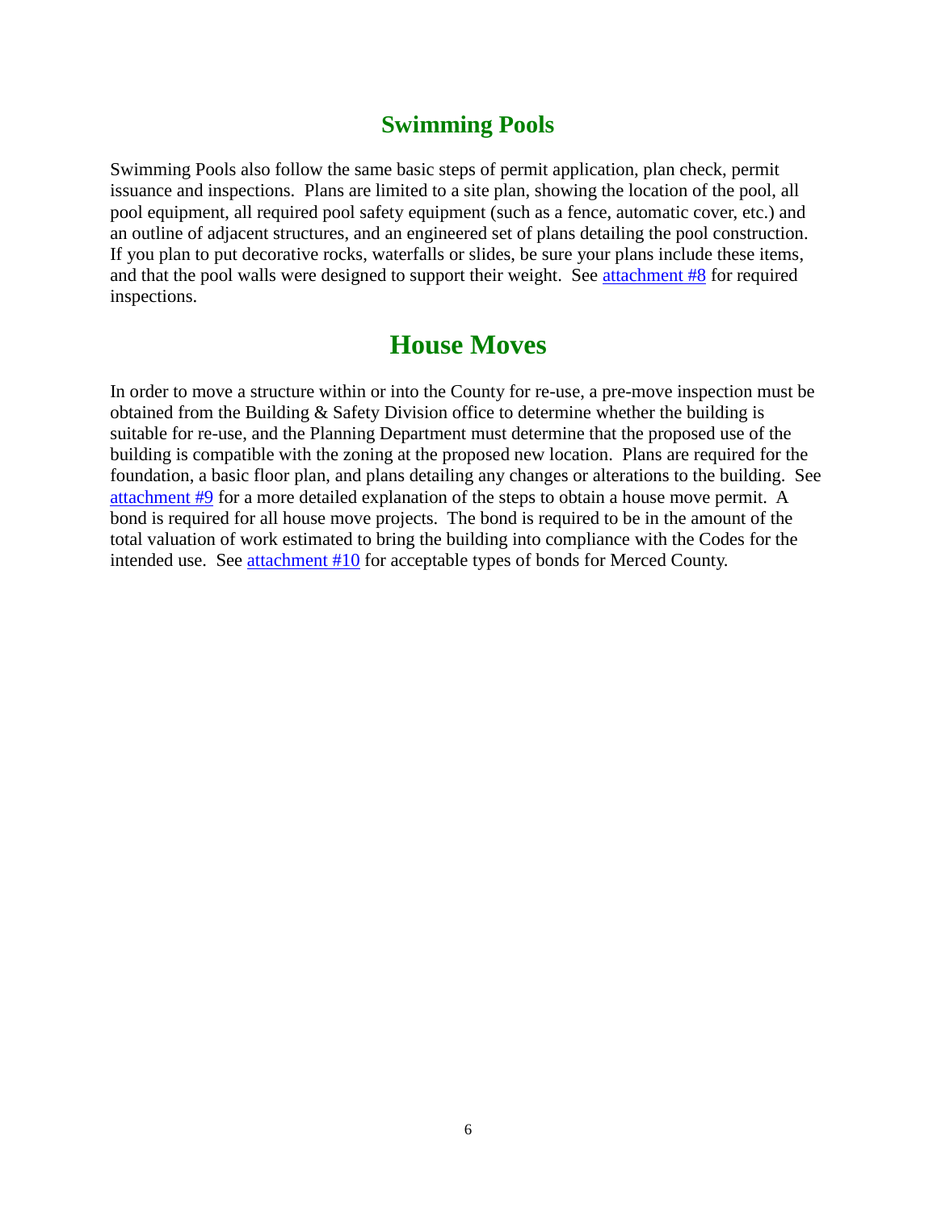## Swimming Pools

Swimming Pools also follow the same basic steps of permit application, plan check, permit issuance and inspections. Plans are limited to a site plan, showing the location of the pool, all pool equipment, all required pool safety equipment (such as a fence, automatic cover, etc.) and an outline of adjacent structures, and an engineered set of plans detailing the pool construction. If you plan to put decorative rocks, waterfalls or slides, be sure your plans include these items, and that the pool walls were designed to support their weight. See attachment #8 for required inspections.

## House Moves

In order to move a structure within or into the County for re-use, a pre-move inspection must be obtained from the Building & Safety Division office to determine whether the building is suitable for re-use, and the Planning Department must determine that the proposed use of the building is compatible with the zoning at the proposed new location. Plans are required for the foundation, a basic floor plan, and plans detailing any changes or alterations to the building. See attachment #9 for a more detailed explanation of the steps to obtain a house move permit. A bond is required for all house move projects. The bond is required to be in the amount of the total valuation of work estimated to bring the building into compliance with the Codes for the intended use. See attachment #10 for acceptable types of bonds for Merced County.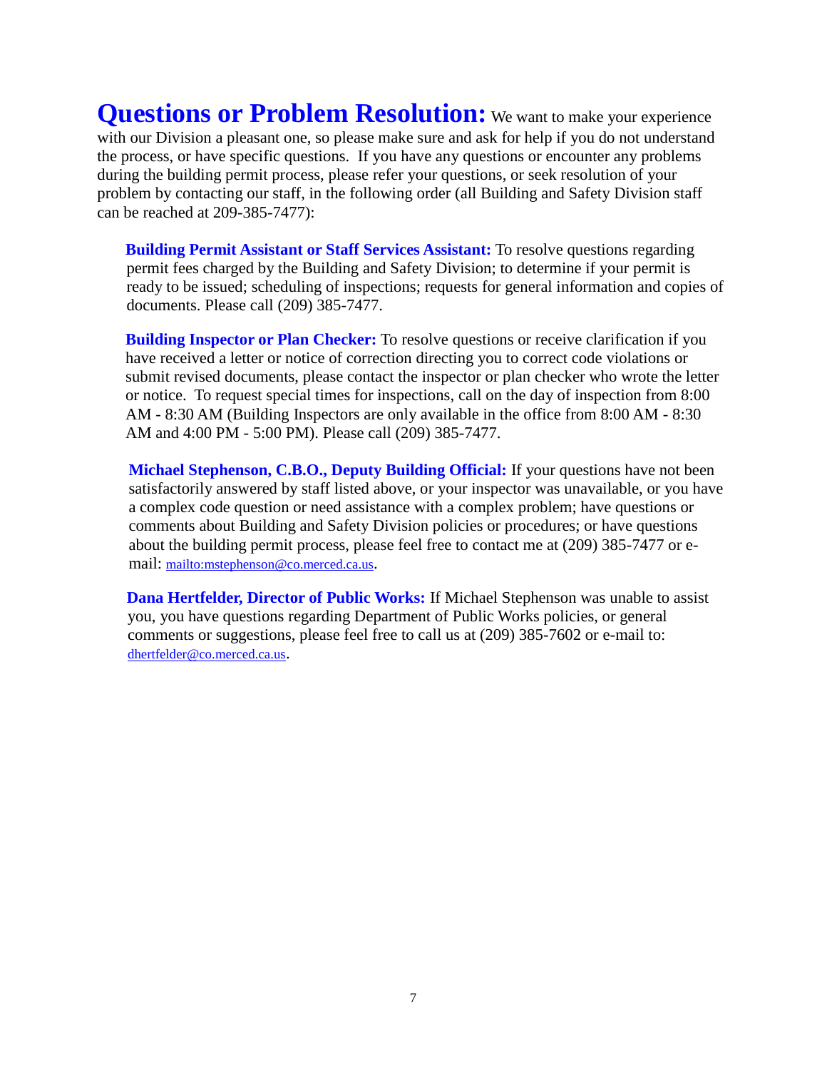**Questions or Problem Resolution:** We want to make your experience with our Division a pleasant one, so please make sure and ask for help if you do not understand the process, or have specific questions. If you have any questions or encounter any problems during the building permit process, please refer your questions, or seek resolution of your problem by contacting our staff, in the following order (all Building and Safety Division staff can be reached at 209-385-7477):

**Building Permit Assistant or Staff Services Assistant:** To resolve questions regarding permit fees charged by the Building and Safety Division; to determine if your permit is ready to be issued; scheduling of inspections; requests for general information and copies of documents. Please call (209) 385-7477.

**Building Inspector or Plan Checker:** To resolve questions or receive clarification if you have received a letter or notice of correction directing you to correct code violations or submit revised documents, please contact the inspector or plan checker who wrote the letter or notice. To request special times for inspections, call on the day of inspection from 8:00 AM - 8:30 AM (Building Inspectors are only available in the office from 8:00 AM - 8:30 AM and 4:00 PM - 5:00 PM). Please call (209) 385-7477.

**Michael Stephenson, C.B.O., Deputy Building Official:** If your questions have not been satisfactorily answered by staff listed above, or your inspector was unavailable, or you have a complex code question or need assistance with a complex problem; have questions or comments about Building and Safety Division policies or procedures; or have questions about the building permit process, please feel free to contact me at (209) 385-7477 or e-mail: mailto:mstephenson@co.merced.ca.us.

**Dana Hertfelder, Director of Public Works:** If Michael Stephenson was unable to assist you, you have questions regarding Department of Public Works policies, or general comments or suggestions, please feel free to call us at (209) 385-7602 or e-mail to: dhertfelder@co.merced.ca.us.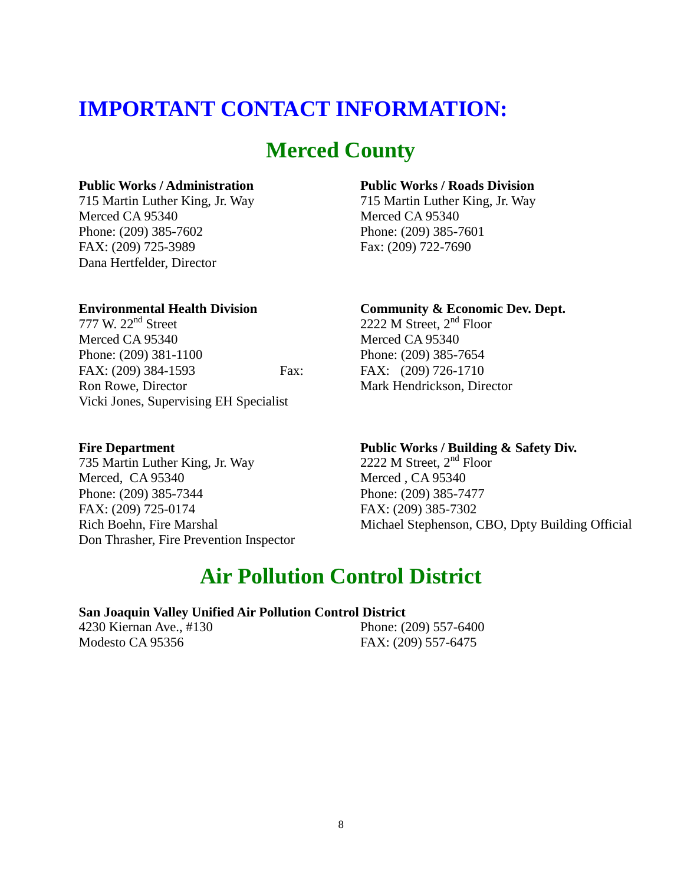# IMPORTANT CONTACT INFORMATION:

## Merced County

**Public Works / Administration**
715 Martin Luther King, Jr. Way
Merced CA 95340
Phone: (209) 385-7602
FAX: (209) 725-3989
Dana Hertfelder, Director

**Public Works / Roads Division**
715 Martin Luther King, Jr. Way
Merced CA 95340
Phone: (209) 385-7601
Fax: (209) 722-7690

**Environmental Health Division**
777 W. 22nd Street
Merced CA 95340
Phone: (209) 381-1100
FAX: (209) 384-1593 Fax:
Ron Rowe, Director
Vicki Jones, Supervising EH Specialist

**Community & Economic Dev. Dept.**
2222 M Street, 2nd Floor
Merced CA 95340
Phone: (209) 385-7654
FAX: (209) 726-1710
Mark Hendrickson, Director

**Fire Department**
735 Martin Luther King, Jr. Way
Merced, CA 95340
Phone: (209) 385-7344
FAX: (209) 725-0174
Rich Boehn, Fire Marshal
Don Thrasher, Fire Prevention Inspector

**Public Works / Building & Safety Div.**
2222 M Street, 2nd Floor
Merced , CA 95340
Phone: (209) 385-7477
FAX: (209) 385-7302
Michael Stephenson, CBO, Dpty Building Official

## Air Pollution Control District

**San Joaquin Valley Unified Air Pollution Control District**
4230 Kiernan Ave., #130
Modesto CA 95356
Phone: (209) 557-6400
FAX: (209) 557-6475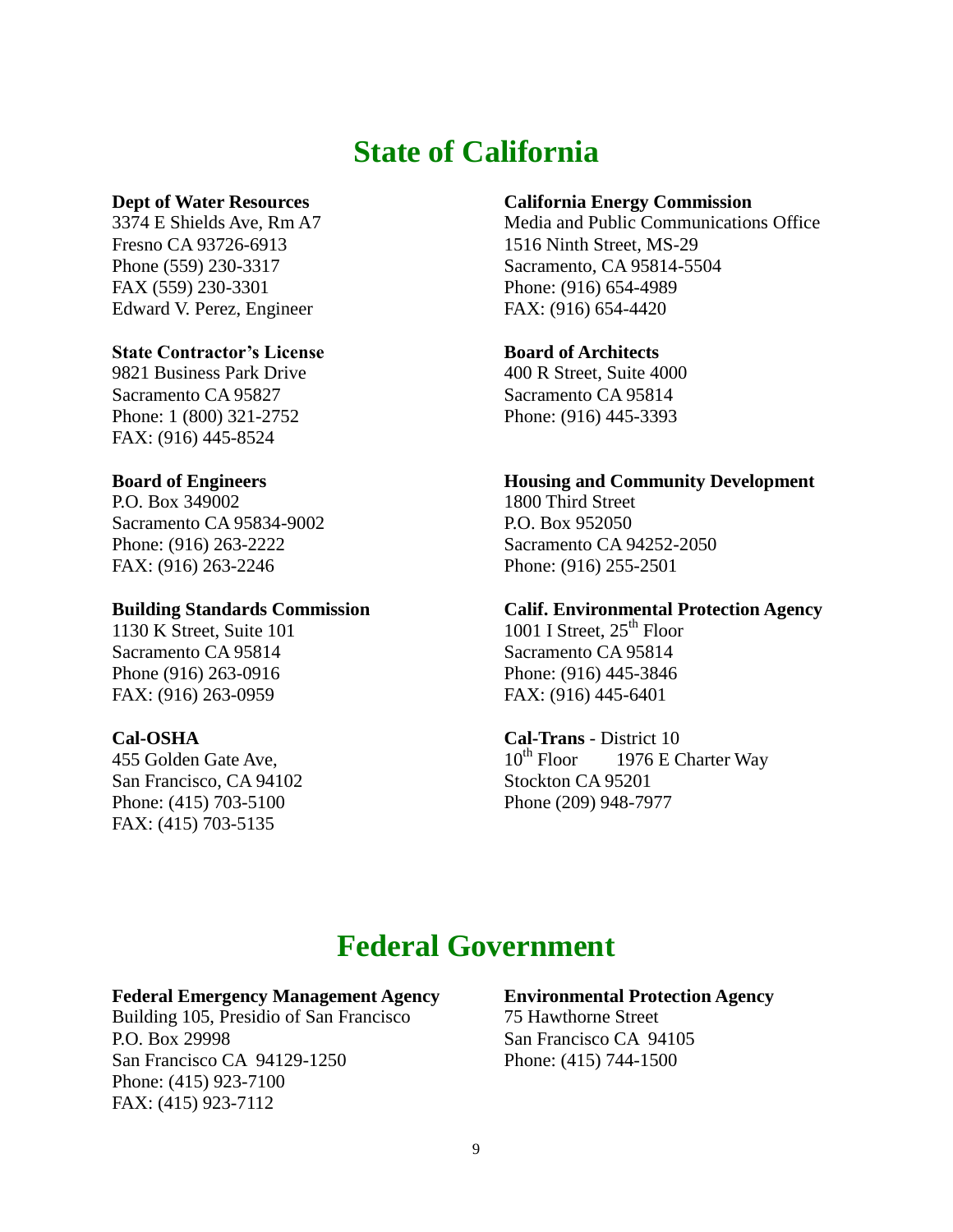# State of California

**Dept of Water Resources**
3374 E Shields Ave, Rm A7
Fresno CA 93726-6913
Phone (559) 230-3317
FAX (559) 230-3301
Edward V. Perez, Engineer

**State Contractor's License**
9821 Business Park Drive
Sacramento CA 95827
Phone: 1 (800) 321-2752
FAX: (916) 445-8524

**Board of Engineers**
P.O. Box 349002
Sacramento CA 95834-9002
Phone: (916) 263-2222
FAX: (916) 263-2246

**Building Standards Commission**
1130 K Street, Suite 101
Sacramento CA 95814
Phone (916) 263-0916
FAX: (916) 263-0959

**Cal-OSHA**
455 Golden Gate Ave,
San Francisco, CA 94102
Phone: (415) 703-5100
FAX: (415) 703-5135

**California Energy Commission**
Media and Public Communications Office
1516 Ninth Street, MS-29
Sacramento, CA 95814-5504
Phone: (916) 654-4989
FAX: (916) 654-4420

**Board of Architects**
400 R Street, Suite 4000
Sacramento CA 95814
Phone: (916) 445-3393

**Housing and Community Development**
1800 Third Street
P.O. Box 952050
Sacramento CA 94252-2050
Phone: (916) 255-2501

**Calif. Environmental Protection Agency**
1001 I Street, 25th Floor
Sacramento CA 95814
Phone: (916) 445-3846
FAX: (916) 445-6401

**Cal-Trans** - District 10
10th Floor 1976 E Charter Way
Stockton CA 95201
Phone (209) 948-7977

# Federal Government

**Federal Emergency Management Agency**
Building 105, Presidio of San Francisco
P.O. Box 29998
San Francisco CA 94129-1250
Phone: (415) 923-7100
FAX: (415) 923-7112

**Environmental Protection Agency**
75 Hawthorne Street
San Francisco CA 94105
Phone: (415) 744-1500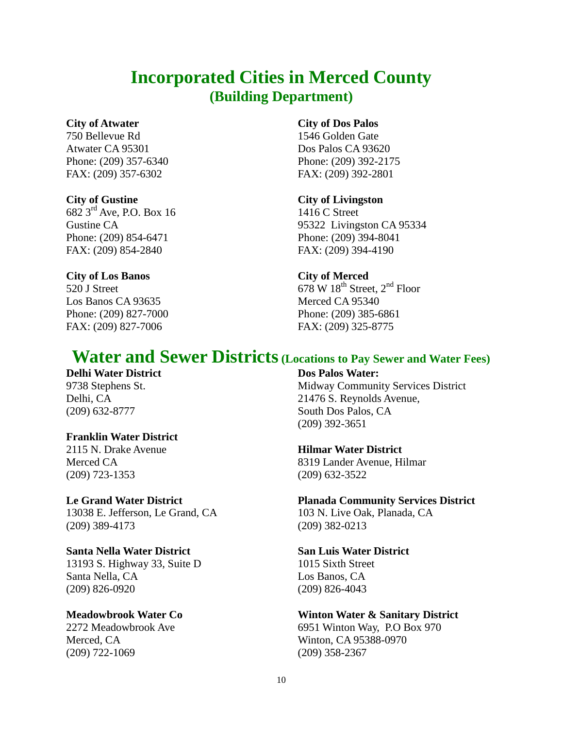# Incorporated Cities in Merced County
## (Building Department)

**City of Atwater**
750 Bellevue Rd
Atwater CA 95301
Phone: (209) 357-6340
FAX: (209) 357-6302

**City of Dos Palos**
1546 Golden Gate
Dos Palos CA 93620
Phone: (209) 392-2175
FAX: (209) 392-2801

**City of Gustine**
682 3rd Ave, P.O. Box 16
Gustine CA
Phone: (209) 854-6471
FAX: (209) 854-2840

**City of Livingston**
1416 C Street
95322 Livingston CA 95334
Phone: (209) 394-8041
FAX: (209) 394-4190

**City of Los Banos**
520 J Street
Los Banos CA 93635
Phone: (209) 827-7000
FAX: (209) 827-7006

**City of Merced**
678 W 18th Street, 2nd Floor
Merced CA 95340
Phone: (209) 385-6861
FAX: (209) 325-8775

# Water and Sewer Districts (Locations to Pay Sewer and Water Fees)

**Delhi Water District**
9738 Stephens St.
Delhi, CA
(209) 632-8777

**Dos Palos Water:**
Midway Community Services District
21476 S. Reynolds Avenue,
South Dos Palos, CA
(209) 392-3651

**Franklin Water District**
2115 N. Drake Avenue
Merced CA
(209) 723-1353

**Hilmar Water District**
8319 Lander Avenue, Hilmar
(209) 632-3522

**Le Grand Water District**
13038 E. Jefferson, Le Grand, CA
(209) 389-4173

**Planada Community Services District**
103 N. Live Oak, Planada, CA
(209) 382-0213

**Santa Nella Water District**
13193 S. Highway 33, Suite D
Santa Nella, CA
(209) 826-0920

**San Luis Water District**
1015 Sixth Street
Los Banos, CA
(209) 826-4043

**Meadowbrook Water Co**
2272 Meadowbrook Ave
Merced, CA
(209) 722-1069

**Winton Water & Sanitary District**
6951 Winton Way, P.O Box 970
Winton, CA 95388-0970
(209) 358-2367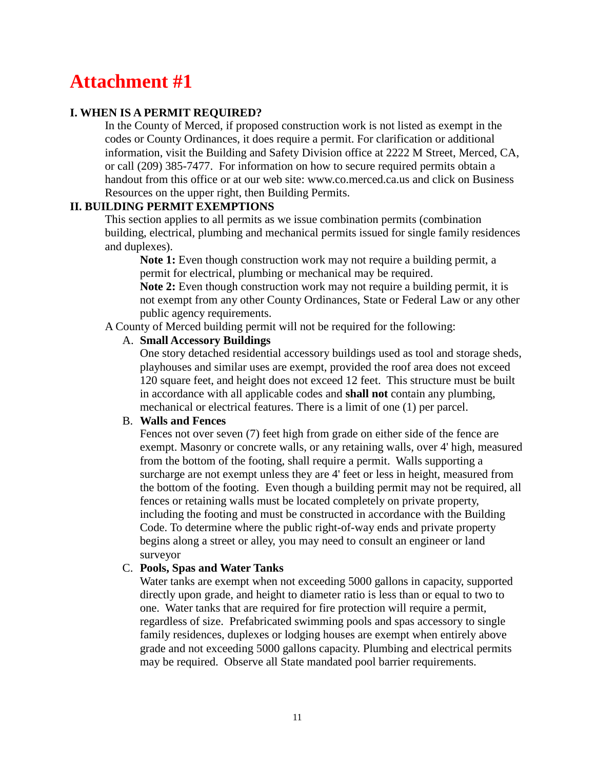# Attachment #1

## I. WHEN IS A PERMIT REQUIRED?

In the County of Merced, if proposed construction work is not listed as exempt in the codes or County Ordinances, it does require a permit. For clarification or additional information, visit the Building and Safety Division office at 2222 M Street, Merced, CA, or call (209) 385-7477. For information on how to secure required permits obtain a handout from this office or at our web site: www.co.merced.ca.us and click on Business Resources on the upper right, then Building Permits.

## II. BUILDING PERMIT EXEMPTIONS

This section applies to all permits as we issue combination permits (combination building, electrical, plumbing and mechanical permits issued for single family residences and duplexes).

**Note 1:** Even though construction work may not require a building permit, a permit for electrical, plumbing or mechanical may be required.

**Note 2:** Even though construction work may not require a building permit, it is not exempt from any other County Ordinances, State or Federal Law or any other public agency requirements.

A County of Merced building permit will not be required for the following:

A. **Small Accessory Buildings**

One story detached residential accessory buildings used as tool and storage sheds, playhouses and similar uses are exempt, provided the roof area does not exceed 120 square feet, and height does not exceed 12 feet. This structure must be built in accordance with all applicable codes and **shall not** contain any plumbing, mechanical or electrical features. There is a limit of one (1) per parcel.

B. **Walls and Fences**

Fences not over seven (7) feet high from grade on either side of the fence are exempt. Masonry or concrete walls, or any retaining walls, over 4' high, measured from the bottom of the footing, shall require a permit. Walls supporting a surcharge are not exempt unless they are 4' feet or less in height, measured from the bottom of the footing. Even though a building permit may not be required, all fences or retaining walls must be located completely on private property, including the footing and must be constructed in accordance with the Building Code. To determine where the public right-of-way ends and private property begins along a street or alley, you may need to consult an engineer or land surveyor

C. **Pools, Spas and Water Tanks**

Water tanks are exempt when not exceeding 5000 gallons in capacity, supported directly upon grade, and height to diameter ratio is less than or equal to two to one. Water tanks that are required for fire protection will require a permit, regardless of size. Prefabricated swimming pools and spas accessory to single family residences, duplexes or lodging houses are exempt when entirely above grade and not exceeding 5000 gallons capacity. Plumbing and electrical permits may be required. Observe all State mandated pool barrier requirements.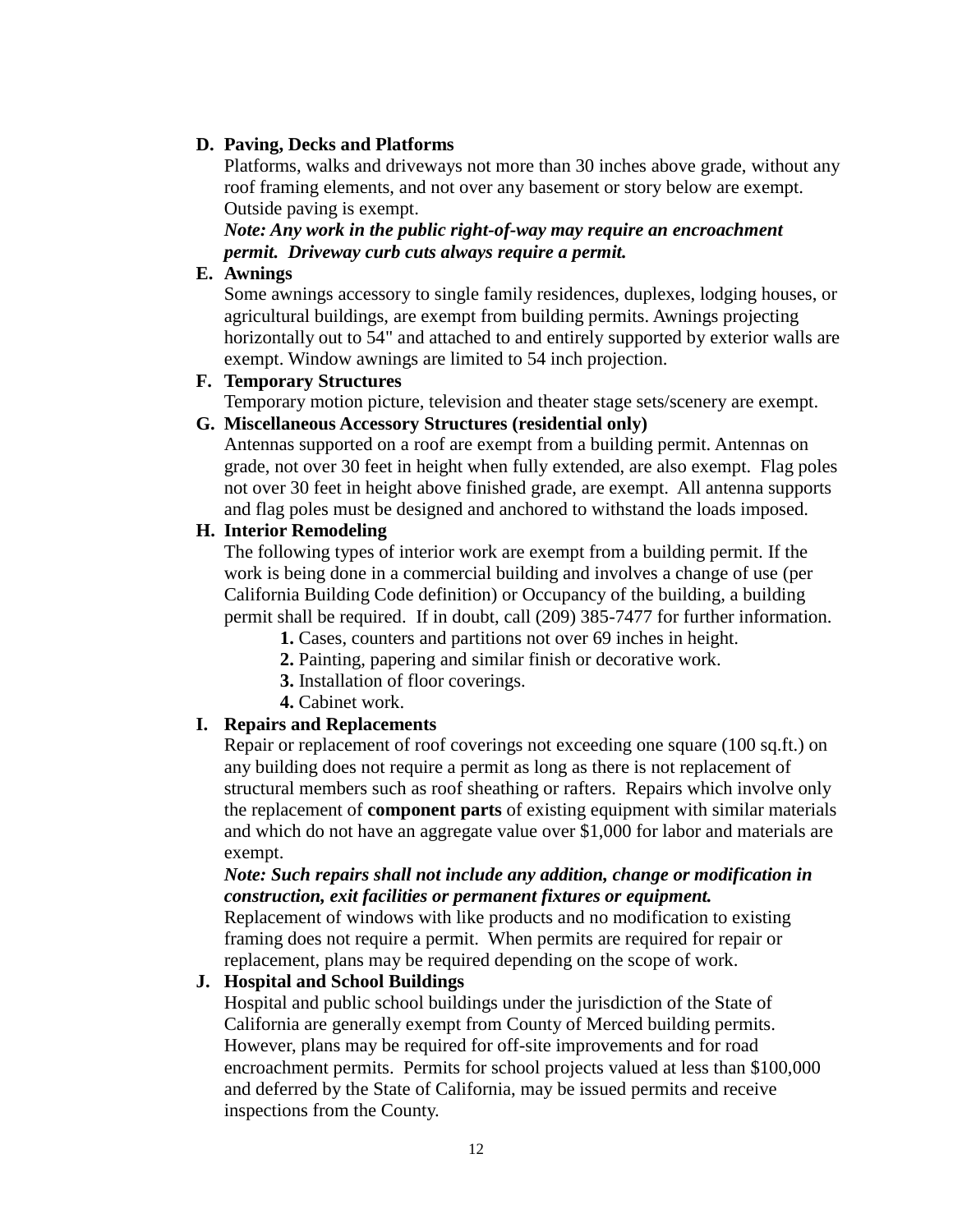**D. Paving, Decks and Platforms**

Platforms, walks and driveways not more than 30 inches above grade, without any roof framing elements, and not over any basement or story below are exempt. Outside paving is exempt.

***Note: Any work in the public right-of-way may require an encroachment permit. Driveway curb cuts always require a permit.***

**E. Awnings**

Some awnings accessory to single family residences, duplexes, lodging houses, or agricultural buildings, are exempt from building permits. Awnings projecting horizontally out to 54" and attached to and entirely supported by exterior walls are exempt. Window awnings are limited to 54 inch projection.

**F. Temporary Structures**

Temporary motion picture, television and theater stage sets/scenery are exempt.

**G. Miscellaneous Accessory Structures (residential only)**

Antennas supported on a roof are exempt from a building permit. Antennas on grade, not over 30 feet in height when fully extended, are also exempt. Flag poles not over 30 feet in height above finished grade, are exempt. All antenna supports and flag poles must be designed and anchored to withstand the loads imposed.

**H. Interior Remodeling**

The following types of interior work are exempt from a building permit. If the work is being done in a commercial building and involves a change of use (per California Building Code definition) or Occupancy of the building, a building permit shall be required. If in doubt, call (209) 385-7477 for further information.

**1.** Cases, counters and partitions not over 69 inches in height.
**2.** Painting, papering and similar finish or decorative work.
**3.** Installation of floor coverings.
**4.** Cabinet work.

**I. Repairs and Replacements**

Repair or replacement of roof coverings not exceeding one square (100 sq.ft.) on any building does not require a permit as long as there is not replacement of structural members such as roof sheathing or rafters. Repairs which involve only the replacement of **component parts** of existing equipment with similar materials and which do not have an aggregate value over $1,000 for labor and materials are exempt.

***Note: Such repairs shall not include any addition, change or modification in construction, exit facilities or permanent fixtures or equipment.***

Replacement of windows with like products and no modification to existing framing does not require a permit. When permits are required for repair or replacement, plans may be required depending on the scope of work.

**J. Hospital and School Buildings**

Hospital and public school buildings under the jurisdiction of the State of California are generally exempt from County of Merced building permits. However, plans may be required for off-site improvements and for road encroachment permits. Permits for school projects valued at less than $100,000 and deferred by the State of California, may be issued permits and receive inspections from the County.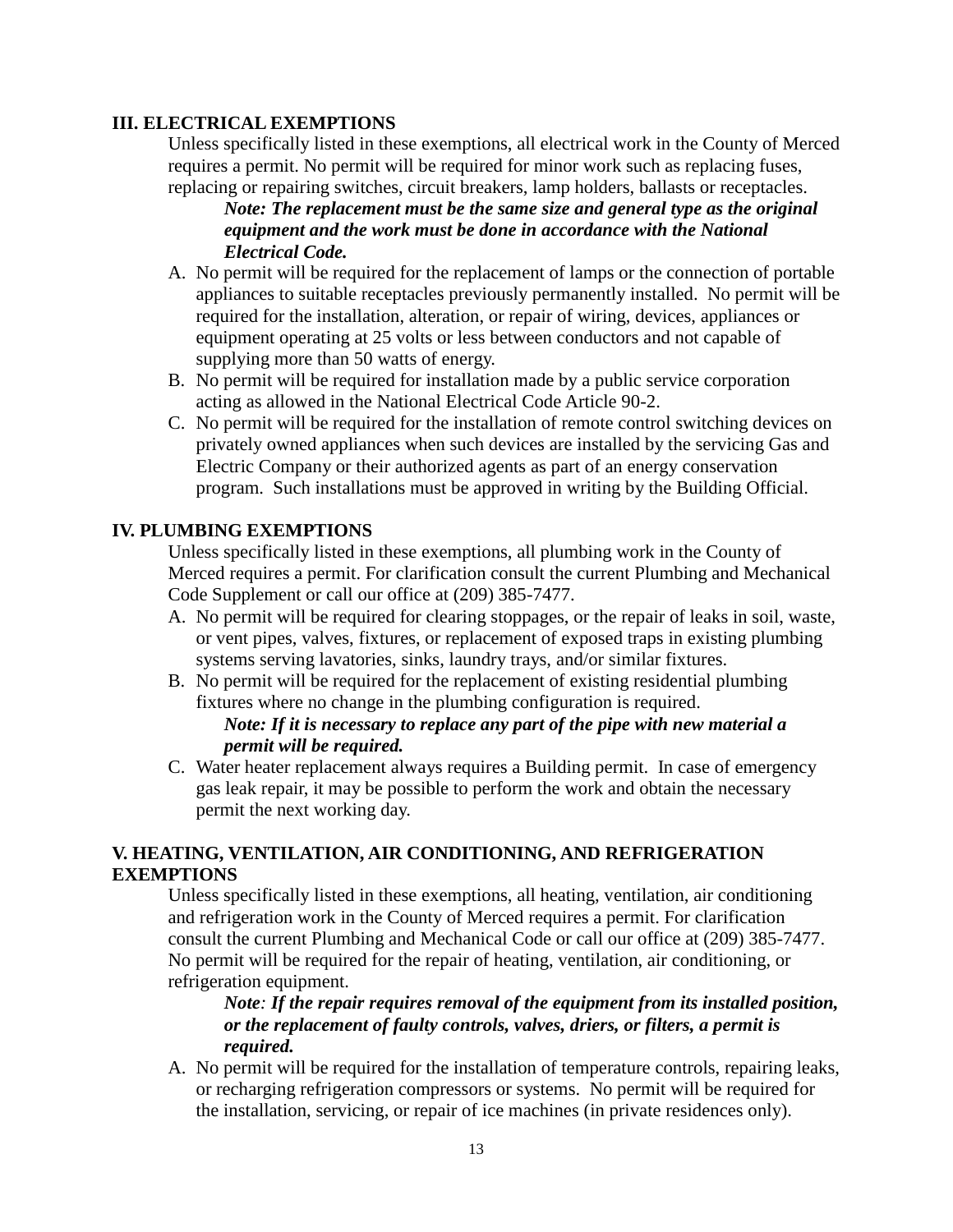## III. ELECTRICAL EXEMPTIONS

Unless specifically listed in these exemptions, all electrical work in the County of Merced requires a permit. No permit will be required for minor work such as replacing fuses, replacing or repairing switches, circuit breakers, lamp holders, ballasts or receptacles.

> ***Note: The replacement must be the same size and general type as the original equipment and the work must be done in accordance with the National Electrical Code.***

A. No permit will be required for the replacement of lamps or the connection of portable appliances to suitable receptacles previously permanently installed. No permit will be required for the installation, alteration, or repair of wiring, devices, appliances or equipment operating at 25 volts or less between conductors and not capable of supplying more than 50 watts of energy.

B. No permit will be required for installation made by a public service corporation acting as allowed in the National Electrical Code Article 90-2.

C. No permit will be required for the installation of remote control switching devices on privately owned appliances when such devices are installed by the servicing Gas and Electric Company or their authorized agents as part of an energy conservation program. Such installations must be approved in writing by the Building Official.

## IV. PLUMBING EXEMPTIONS

Unless specifically listed in these exemptions, all plumbing work in the County of Merced requires a permit. For clarification consult the current Plumbing and Mechanical Code Supplement or call our office at (209) 385-7477.

A. No permit will be required for clearing stoppages, or the repair of leaks in soil, waste, or vent pipes, valves, fixtures, or replacement of exposed traps in existing plumbing systems serving lavatories, sinks, laundry trays, and/or similar fixtures.

B. No permit will be required for the replacement of existing residential plumbing fixtures where no change in the plumbing configuration is required.

> ***Note: If it is necessary to replace any part of the pipe with new material a permit will be required.***

C. Water heater replacement always requires a Building permit. In case of emergency gas leak repair, it may be possible to perform the work and obtain the necessary permit the next working day.

## V. HEATING, VENTILATION, AIR CONDITIONING, AND REFRIGERATION EXEMPTIONS

Unless specifically listed in these exemptions, all heating, ventilation, air conditioning and refrigeration work in the County of Merced requires a permit. For clarification consult the current Plumbing and Mechanical Code or call our office at (209) 385-7477. No permit will be required for the repair of heating, ventilation, air conditioning, or refrigeration equipment.

> ***Note: If the repair requires removal of the equipment from its installed position, or the replacement of faulty controls, valves, driers, or filters, a permit is required.***

A. No permit will be required for the installation of temperature controls, repairing leaks, or recharging refrigeration compressors or systems. No permit will be required for the installation, servicing, or repair of ice machines (in private residences only).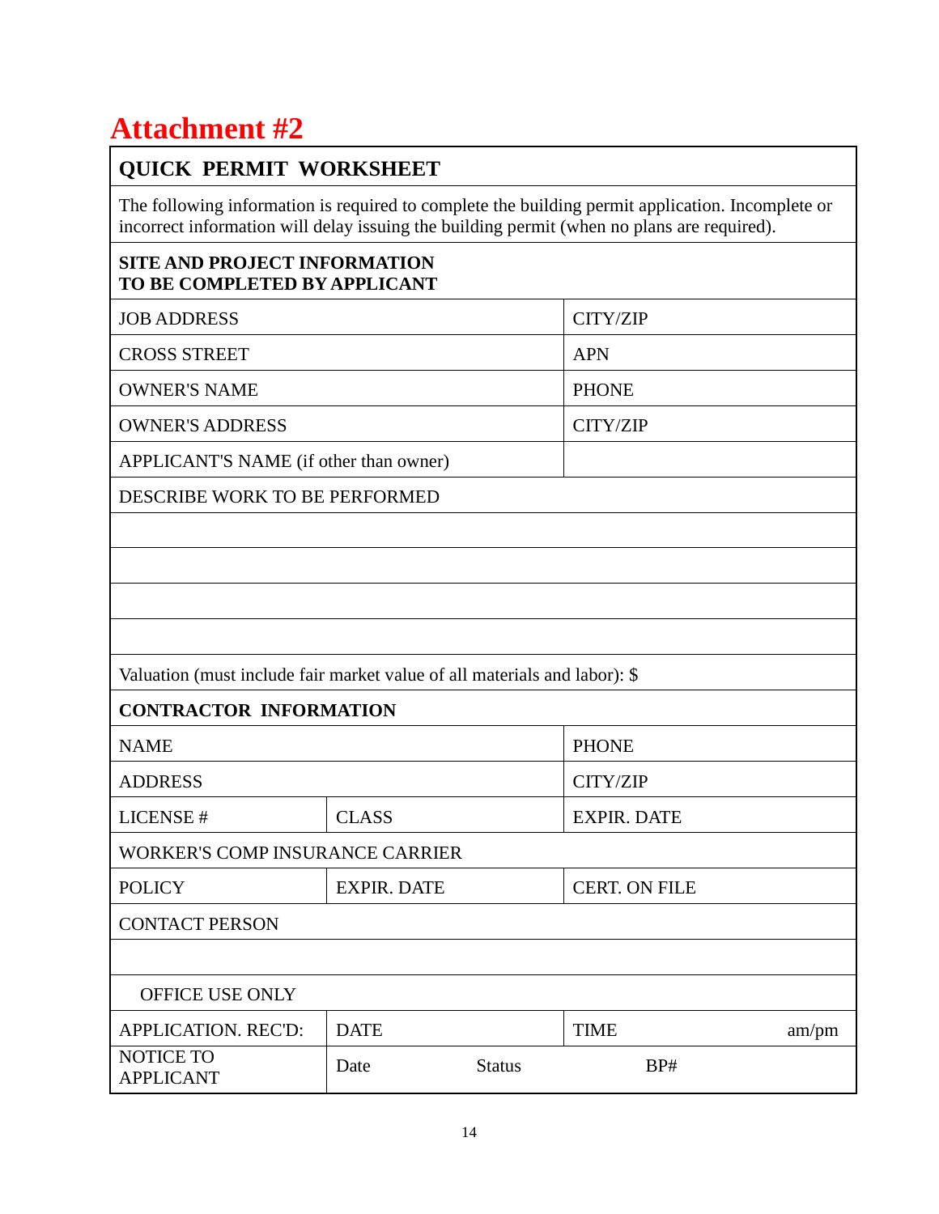# Attachment #2

| QUICK PERMIT WORKSHEET | | |
|---|---|---|
| The following information is required to complete the building permit application. Incomplete or incorrect information will delay issuing the building permit (when no plans are required). | | |
| **SITE AND PROJECT INFORMATION TO BE COMPLETED BY APPLICANT** | | |
| JOB ADDRESS | | CITY/ZIP |
| CROSS STREET | | APN |
| OWNER'S NAME | | PHONE |
| OWNER'S ADDRESS | | CITY/ZIP |
| APPLICANT'S NAME (if other than owner) | | |
| DESCRIBE WORK TO BE PERFORMED | | |
| | | |
| | | |
| | | |
| | | |
| Valuation (must include fair market value of all materials and labor): $ | | |
| **CONTRACTOR INFORMATION** | | |
| NAME | | PHONE |
| ADDRESS | | CITY/ZIP |
| LICENSE # | CLASS | EXPIR. DATE |
| WORKER'S COMP INSURANCE CARRIER | | |
| POLICY | EXPIR. DATE | CERT. ON FILE |
| CONTACT PERSON | | |
| | | |
| OFFICE USE ONLY | | |
| APPLICATION. REC'D: | DATE | TIME am/pm |
| NOTICE TO APPLICANT | Date Status | BP# |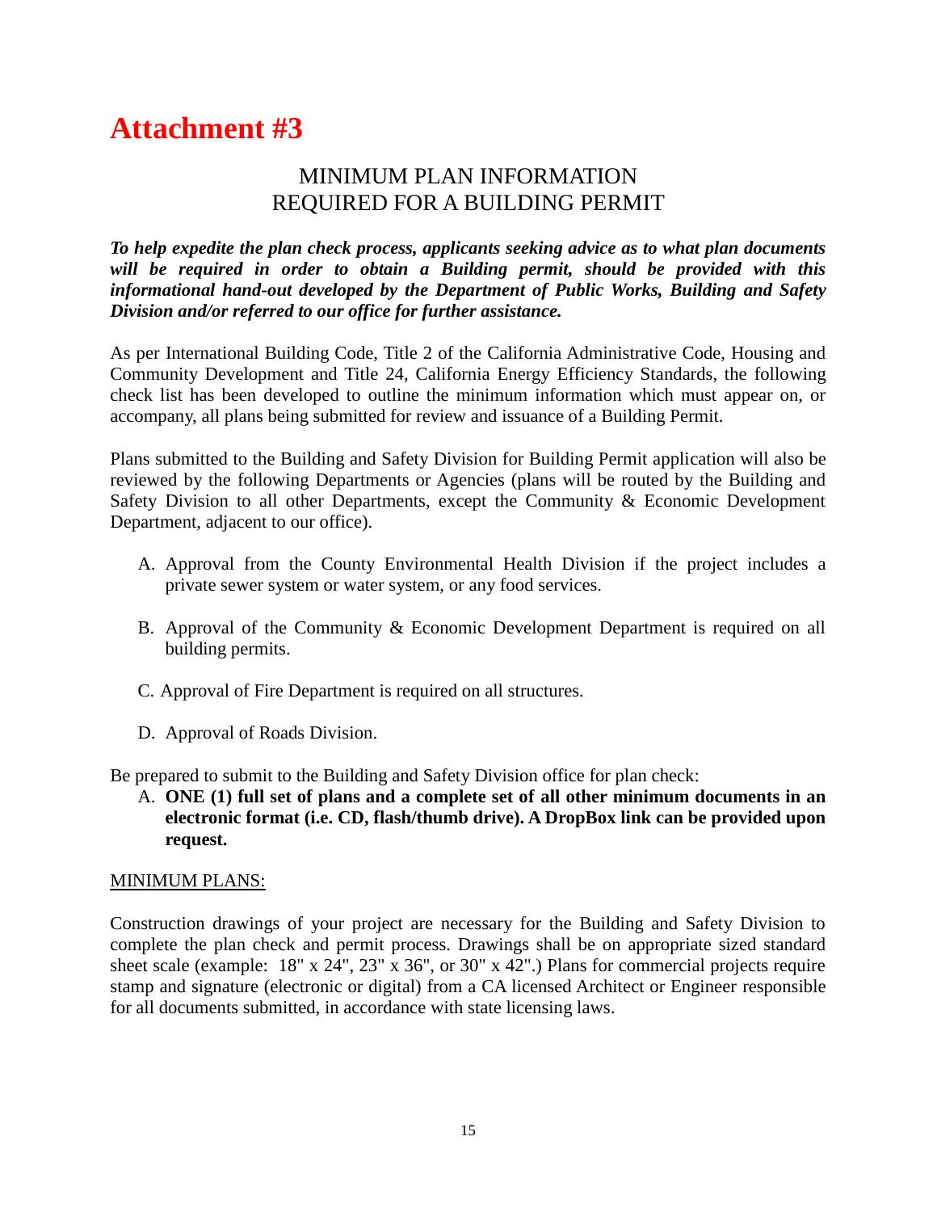# Attachment #3

## MINIMUM PLAN INFORMATION
## REQUIRED FOR A BUILDING PERMIT

***To help expedite the plan check process, applicants seeking advice as to what plan documents will be required in order to obtain a Building permit, should be provided with this informational hand-out developed by the Department of Public Works, Building and Safety Division and/or referred to our office for further assistance.***

As per International Building Code, Title 2 of the California Administrative Code, Housing and Community Development and Title 24, California Energy Efficiency Standards, the following check list has been developed to outline the minimum information which must appear on, or accompany, all plans being submitted for review and issuance of a Building Permit.

Plans submitted to the Building and Safety Division for Building Permit application will also be reviewed by the following Departments or Agencies (plans will be routed by the Building and Safety Division to all other Departments, except the Community & Economic Development Department, adjacent to our office).

A. Approval from the County Environmental Health Division if the project includes a private sewer system or water system, or any food services.

B. Approval of the Community & Economic Development Department is required on all building permits.

C. Approval of Fire Department is required on all structures.

D. Approval of Roads Division.

Be prepared to submit to the Building and Safety Division office for plan check:

A. **ONE (1) full set of plans and a complete set of all other minimum documents in an electronic format (i.e. CD, flash/thumb drive). A DropBox link can be provided upon request.**

<u>MINIMUM PLANS:</u>

Construction drawings of your project are necessary for the Building and Safety Division to complete the plan check and permit process. Drawings shall be on appropriate sized standard sheet scale (example: 18" x 24", 23" x 36", or 30" x 42".) Plans for commercial projects require stamp and signature (electronic or digital) from a CA licensed Architect or Engineer responsible for all documents submitted, in accordance with state licensing laws.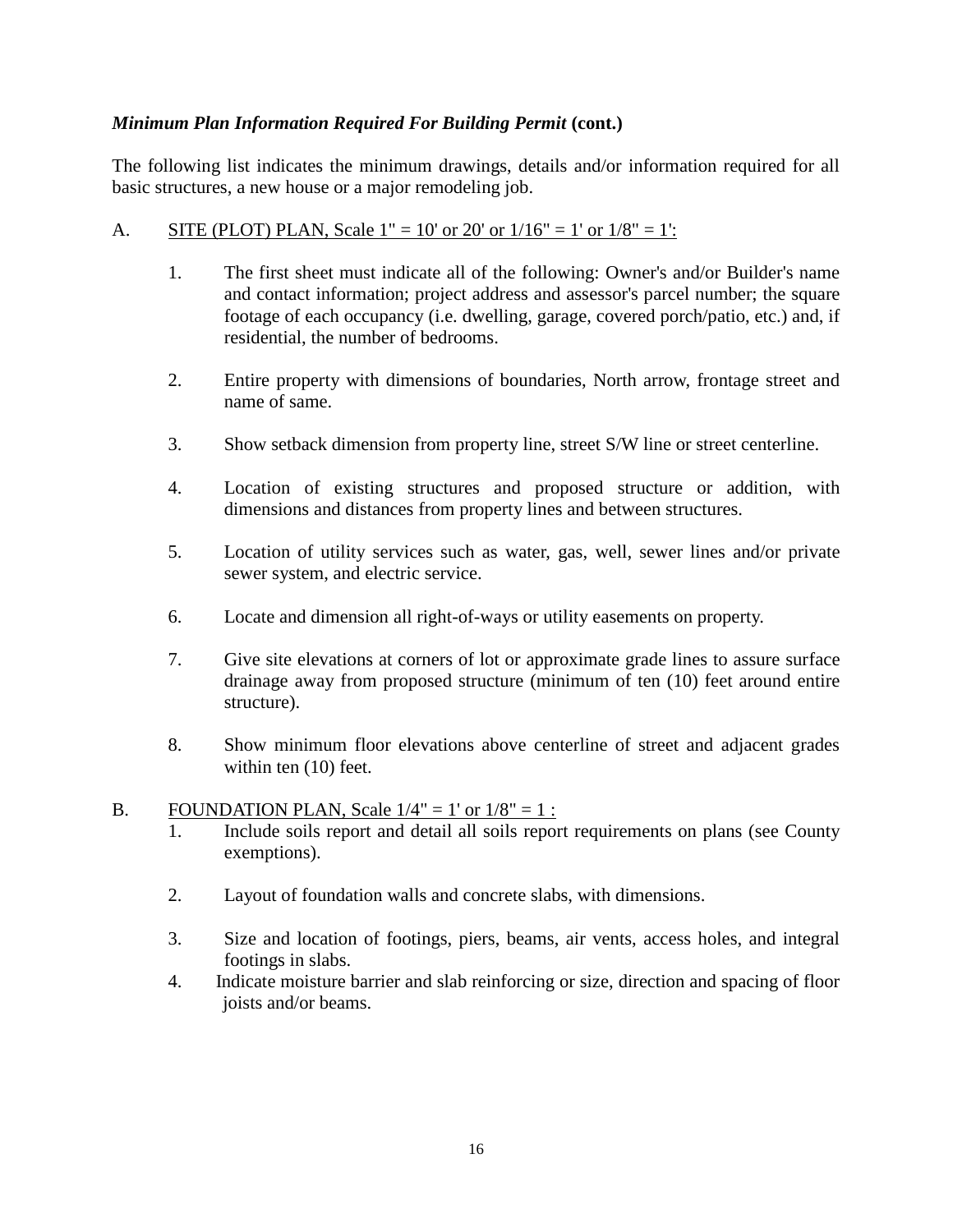***Minimum Plan Information Required For Building Permit* (cont.)**

The following list indicates the minimum drawings, details and/or information required for all basic structures, a new house or a major remodeling job.

A. SITE (PLOT) PLAN, Scale 1" = 10' or 20' or 1/16" = 1' or 1/8" = 1':

1. The first sheet must indicate all of the following: Owner's and/or Builder's name and contact information; project address and assessor's parcel number; the square footage of each occupancy (i.e. dwelling, garage, covered porch/patio, etc.) and, if residential, the number of bedrooms.

2. Entire property with dimensions of boundaries, North arrow, frontage street and name of same.

3. Show setback dimension from property line, street S/W line or street centerline.

4. Location of existing structures and proposed structure or addition, with dimensions and distances from property lines and between structures.

5. Location of utility services such as water, gas, well, sewer lines and/or private sewer system, and electric service.

6. Locate and dimension all right-of-ways or utility easements on property.

7. Give site elevations at corners of lot or approximate grade lines to assure surface drainage away from proposed structure (minimum of ten (10) feet around entire structure).

8. Show minimum floor elevations above centerline of street and adjacent grades within ten (10) feet.

B. FOUNDATION PLAN, Scale 1/4" = 1' or 1/8" = 1 :

1. Include soils report and detail all soils report requirements on plans (see County exemptions).

2. Layout of foundation walls and concrete slabs, with dimensions.

3. Size and location of footings, piers, beams, air vents, access holes, and integral footings in slabs.

4. Indicate moisture barrier and slab reinforcing or size, direction and spacing of floor joists and/or beams.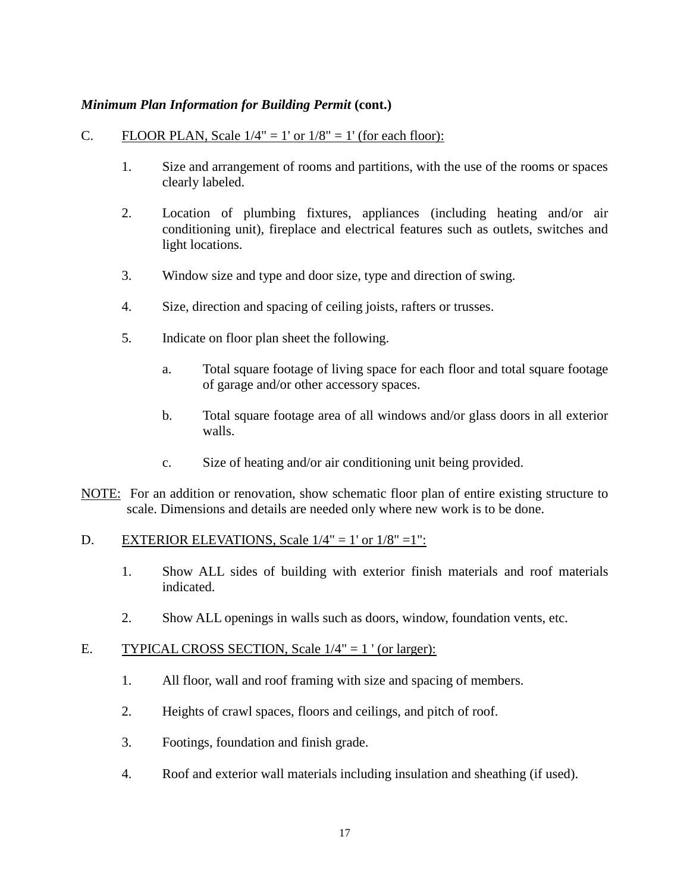***Minimum Plan Information for Building Permit* (cont.)**

C. FLOOR PLAN, Scale 1/4" = 1' or 1/8" = 1' (for each floor):

1. Size and arrangement of rooms and partitions, with the use of the rooms or spaces clearly labeled.

2. Location of plumbing fixtures, appliances (including heating and/or air conditioning unit), fireplace and electrical features such as outlets, switches and light locations.

3. Window size and type and door size, type and direction of swing.

4. Size, direction and spacing of ceiling joists, rafters or trusses.

5. Indicate on floor plan sheet the following.

   a. Total square footage of living space for each floor and total square footage of garage and/or other accessory spaces.

   b. Total square footage area of all windows and/or glass doors in all exterior walls.

   c. Size of heating and/or air conditioning unit being provided.

NOTE: For an addition or renovation, show schematic floor plan of entire existing structure to scale. Dimensions and details are needed only where new work is to be done.

D. EXTERIOR ELEVATIONS, Scale 1/4" = 1' or 1/8" =1":

1. Show ALL sides of building with exterior finish materials and roof materials indicated.

2. Show ALL openings in walls such as doors, window, foundation vents, etc.

E. TYPICAL CROSS SECTION, Scale 1/4" = 1 ' (or larger):

1. All floor, wall and roof framing with size and spacing of members.

2. Heights of crawl spaces, floors and ceilings, and pitch of roof.

3. Footings, foundation and finish grade.

4. Roof and exterior wall materials including insulation and sheathing (if used).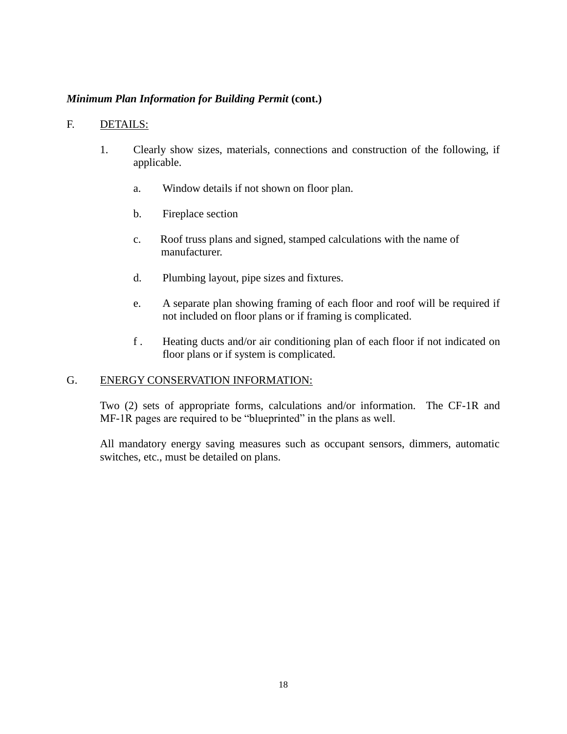***Minimum Plan Information for Building Permit* (cont.)**

F. <u>DETAILS:</u>

1. Clearly show sizes, materials, connections and construction of the following, if applicable.

   a. Window details if not shown on floor plan.

   b. Fireplace section

   c. Roof truss plans and signed, stamped calculations with the name of manufacturer.

   d. Plumbing layout, pipe sizes and fixtures.

   e. A separate plan showing framing of each floor and roof will be required if not included on floor plans or if framing is complicated.

   f . Heating ducts and/or air conditioning plan of each floor if not indicated on floor plans or if system is complicated.

G. <u>ENERGY CONSERVATION INFORMATION:</u>

Two (2) sets of appropriate forms, calculations and/or information. The CF-1R and MF-1R pages are required to be "blueprinted" in the plans as well.

All mandatory energy saving measures such as occupant sensors, dimmers, automatic switches, etc., must be detailed on plans.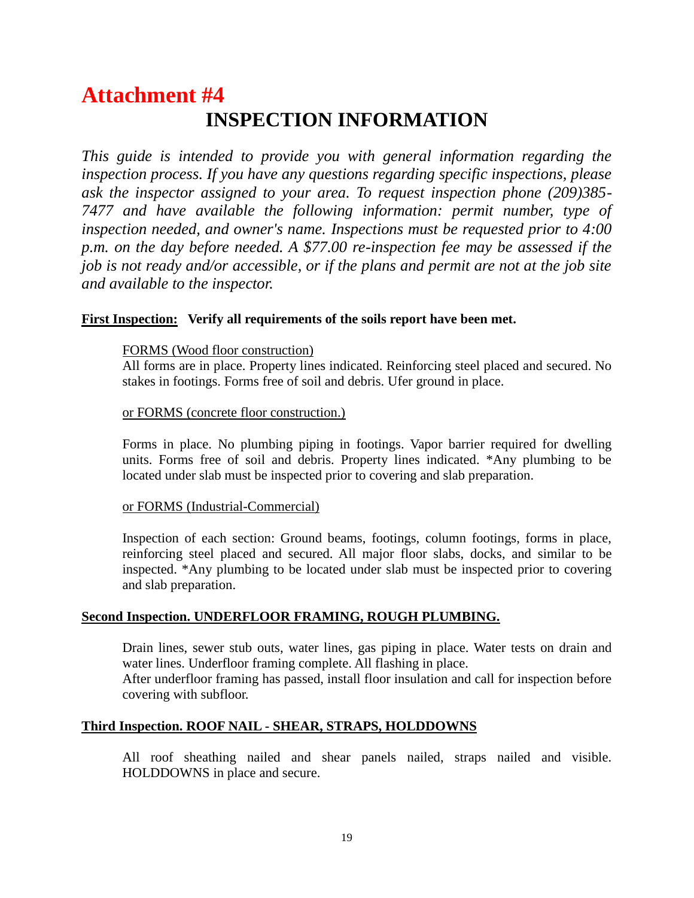# Attachment #4

## INSPECTION INFORMATION

*This guide is intended to provide you with general information regarding the inspection process. If you have any questions regarding specific inspections, please ask the inspector assigned to your area. To request inspection phone (209)385-7477 and have available the following information: permit number, type of inspection needed, and owner's name. Inspections must be requested prior to 4:00 p.m. on the day before needed. A $77.00 re-inspection fee may be assessed if the job is not ready and/or accessible, or if the plans and permit are not at the job site and available to the inspector.*

**First Inspection: Verify all requirements of the soils report have been met.**

FORMS (Wood floor construction)
All forms are in place. Property lines indicated. Reinforcing steel placed and secured. No stakes in footings. Forms free of soil and debris. Ufer ground in place.

or FORMS (concrete floor construction.)

Forms in place. No plumbing piping in footings. Vapor barrier required for dwelling units. Forms free of soil and debris. Property lines indicated. *Any plumbing to be located under slab must be inspected prior to covering and slab preparation.

or FORMS (Industrial-Commercial)

Inspection of each section: Ground beams, footings, column footings, forms in place, reinforcing steel placed and secured. All major floor slabs, docks, and similar to be inspected. *Any plumbing to be located under slab must be inspected prior to covering and slab preparation.

**Second Inspection. UNDERFLOOR FRAMING, ROUGH PLUMBING.**

Drain lines, sewer stub outs, water lines, gas piping in place. Water tests on drain and water lines. Underfloor framing complete. All flashing in place.
After underfloor framing has passed, install floor insulation and call for inspection before covering with subfloor.

**Third Inspection. ROOF NAIL - SHEAR, STRAPS, HOLDDOWNS**

All roof sheathing nailed and shear panels nailed, straps nailed and visible. HOLDDOWNS in place and secure.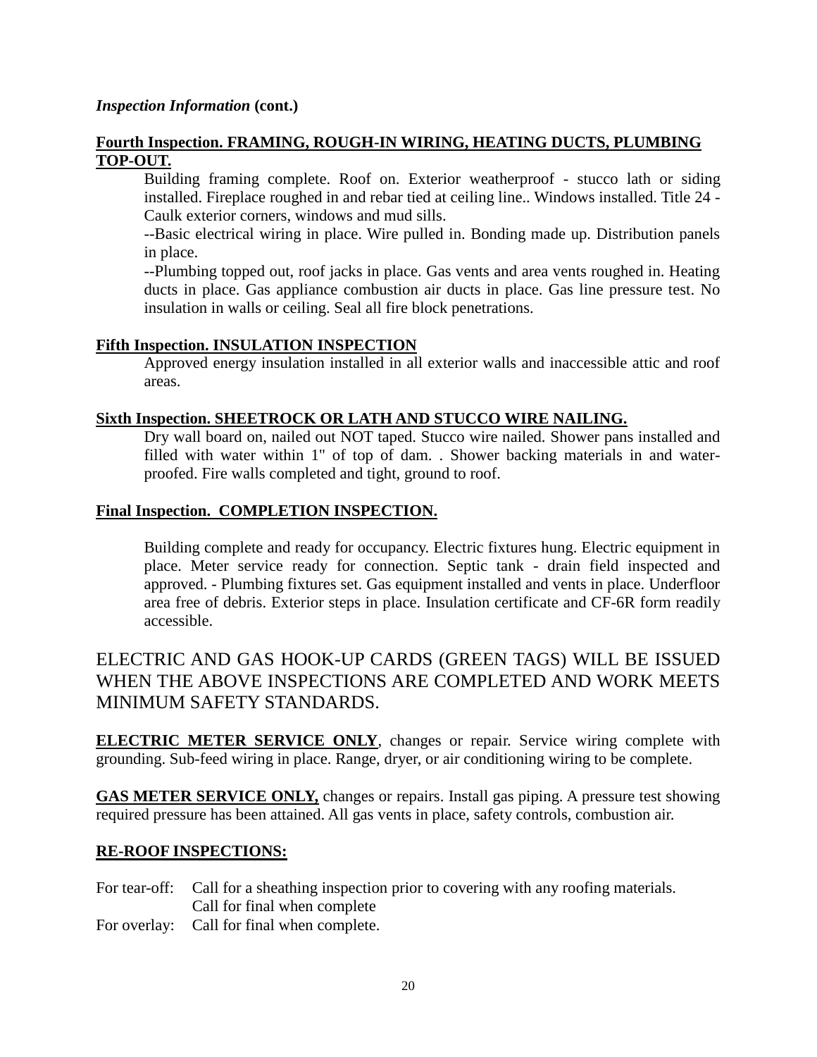*Inspection Information* **(cont.)**

**Fourth Inspection. FRAMING, ROUGH-IN WIRING, HEATING DUCTS, PLUMBING TOP-OUT.**

Building framing complete. Roof on. Exterior weatherproof - stucco lath or siding installed. Fireplace roughed in and rebar tied at ceiling line.. Windows installed. Title 24 - Caulk exterior corners, windows and mud sills.

--Basic electrical wiring in place. Wire pulled in. Bonding made up. Distribution panels in place.

--Plumbing topped out, roof jacks in place. Gas vents and area vents roughed in. Heating ducts in place. Gas appliance combustion air ducts in place. Gas line pressure test. No insulation in walls or ceiling. Seal all fire block penetrations.

**Fifth Inspection. INSULATION INSPECTION**

Approved energy insulation installed in all exterior walls and inaccessible attic and roof areas.

**Sixth Inspection. SHEETROCK OR LATH AND STUCCO WIRE NAILING.**

Dry wall board on, nailed out NOT taped. Stucco wire nailed. Shower pans installed and filled with water within 1" of top of dam. . Shower backing materials in and water-proofed. Fire walls completed and tight, ground to roof.

**Final Inspection. COMPLETION INSPECTION.**

Building complete and ready for occupancy. Electric fixtures hung. Electric equipment in place. Meter service ready for connection. Septic tank - drain field inspected and approved. - Plumbing fixtures set. Gas equipment installed and vents in place. Underfloor area free of debris. Exterior steps in place. Insulation certificate and CF-6R form readily accessible.

ELECTRIC AND GAS HOOK-UP CARDS (GREEN TAGS) WILL BE ISSUED WHEN THE ABOVE INSPECTIONS ARE COMPLETED AND WORK MEETS MINIMUM SAFETY STANDARDS.

**ELECTRIC METER SERVICE ONLY**, changes or repair. Service wiring complete with grounding. Sub-feed wiring in place. Range, dryer, or air conditioning wiring to be complete.

**GAS METER SERVICE ONLY,** changes or repairs. Install gas piping. A pressure test showing required pressure has been attained. All gas vents in place, safety controls, combustion air.

**RE-ROOF INSPECTIONS:**

For tear-off: Call for a sheathing inspection prior to covering with any roofing materials. Call for final when complete

For overlay: Call for final when complete.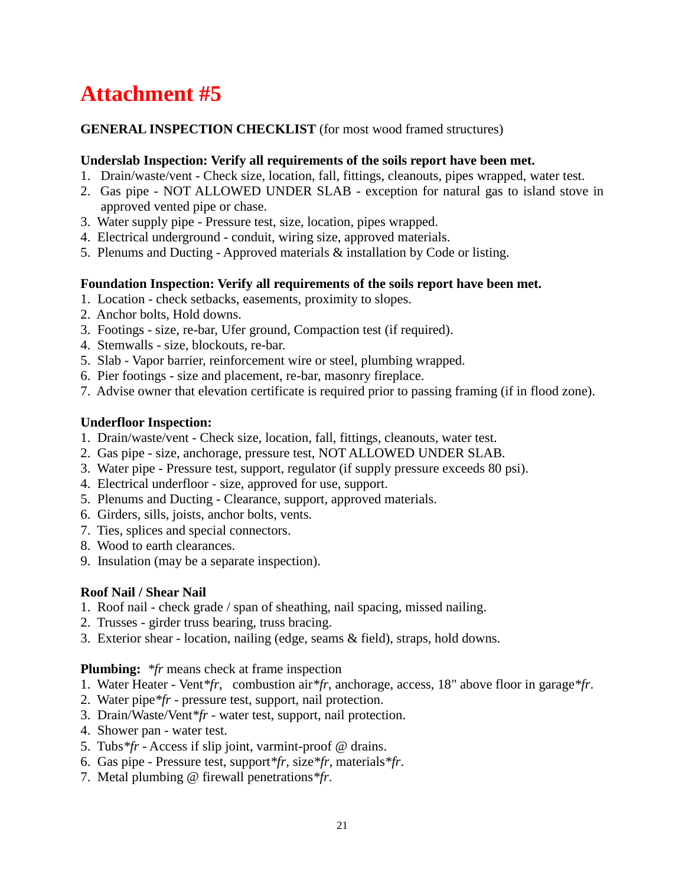# Attachment #5

**GENERAL INSPECTION CHECKLIST** (for most wood framed structures)

**Underslab Inspection: Verify all requirements of the soils report have been met.**

1. Drain/waste/vent - Check size, location, fall, fittings, cleanouts, pipes wrapped, water test.
2. Gas pipe - NOT ALLOWED UNDER SLAB - exception for natural gas to island stove in approved vented pipe or chase.
3. Water supply pipe - Pressure test, size, location, pipes wrapped.
4. Electrical underground - conduit, wiring size, approved materials.
5. Plenums and Ducting - Approved materials & installation by Code or listing.

**Foundation Inspection: Verify all requirements of the soils report have been met.**

1. Location - check setbacks, easements, proximity to slopes.
2. Anchor bolts, Hold downs.
3. Footings - size, re-bar, Ufer ground, Compaction test (if required).
4. Stemwalls - size, blockouts, re-bar.
5. Slab - Vapor barrier, reinforcement wire or steel, plumbing wrapped.
6. Pier footings - size and placement, re-bar, masonry fireplace.
7. Advise owner that elevation certificate is required prior to passing framing (if in flood zone).

**Underfloor Inspection:**

1. Drain/waste/vent - Check size, location, fall, fittings, cleanouts, water test.
2. Gas pipe - size, anchorage, pressure test, NOT ALLOWED UNDER SLAB.
3. Water pipe - Pressure test, support, regulator (if supply pressure exceeds 80 psi).
4. Electrical underfloor - size, approved for use, support.
5. Plenums and Ducting - Clearance, support, approved materials.
6. Girders, sills, joists, anchor bolts, vents.
7. Ties, splices and special connectors.
8. Wood to earth clearances.
9. Insulation (may be a separate inspection).

**Roof Nail / Shear Nail**

1. Roof nail - check grade / span of sheathing, nail spacing, missed nailing.
2. Trusses - girder truss bearing, truss bracing.
3. Exterior shear - location, nailing (edge, seams & field), straps, hold downs.

**Plumbing:** *\*fr* means check at frame inspection

1. Water Heater - Vent*\*fr*, combustion air*\*fr*, anchorage, access, 18" above floor in garage*\*fr*.
2. Water pipe*\*fr* - pressure test, support, nail protection.
3. Drain/Waste/Vent*\*fr* - water test, support, nail protection.
4. Shower pan - water test.
5. Tubs*\*fr* - Access if slip joint, varmint-proof @ drains.
6. Gas pipe - Pressure test, support*\*fr*, size*\*fr*, materials*\*fr*.
7. Metal plumbing @ firewall penetrations*\*fr*.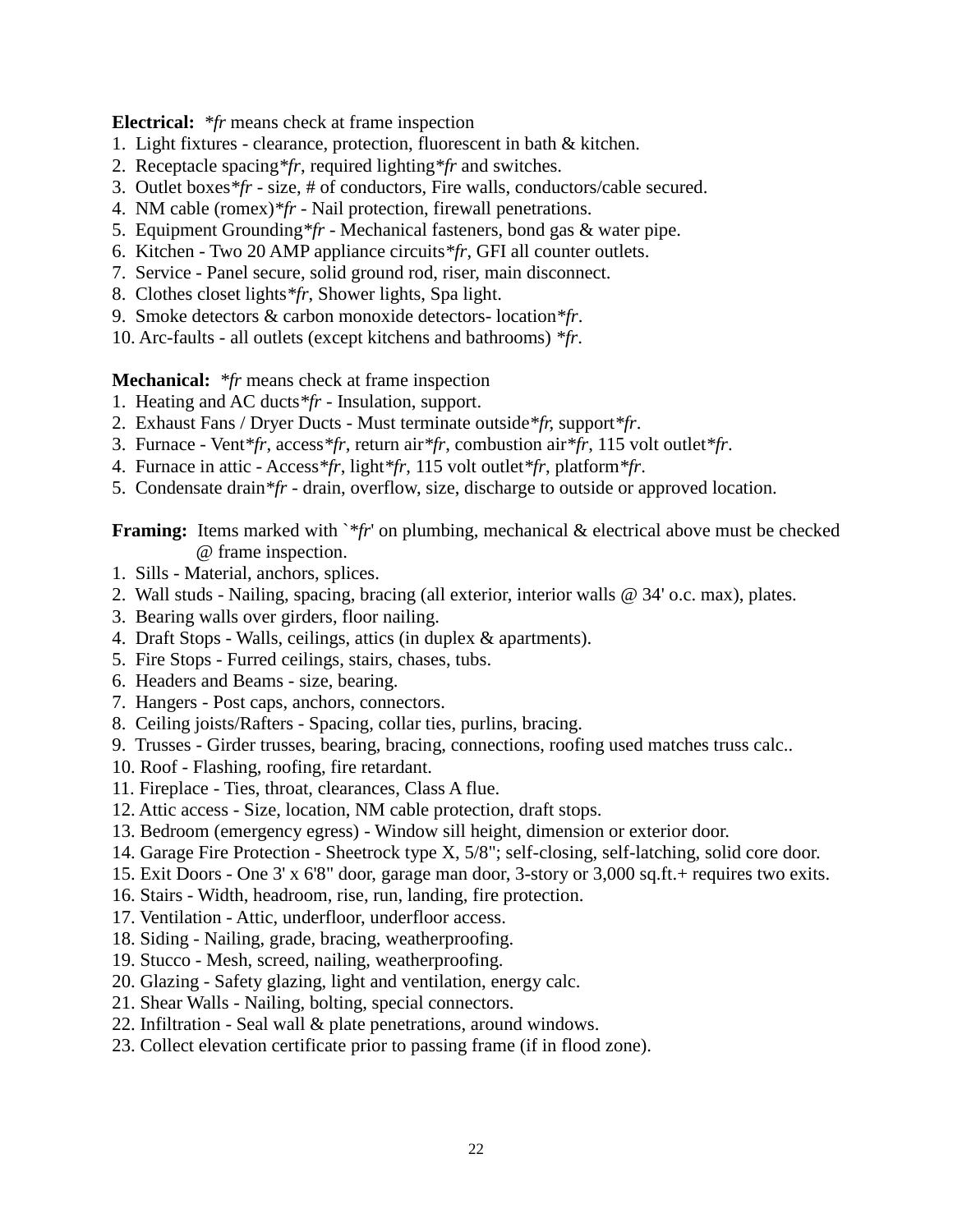**Electrical:** *\*fr* means check at frame inspection

1. Light fixtures - clearance, protection, fluorescent in bath & kitchen.
2. Receptacle spacing*\*fr*, required lighting*\*fr* and switches.
3. Outlet boxes*\*fr* - size, # of conductors, Fire walls, conductors/cable secured.
4. NM cable (romex)*\*fr* - Nail protection, firewall penetrations.
5. Equipment Grounding*\*fr* - Mechanical fasteners, bond gas & water pipe.
6. Kitchen - Two 20 AMP appliance circuits*\*fr*, GFI all counter outlets.
7. Service - Panel secure, solid ground rod, riser, main disconnect.
8. Clothes closet lights*\*fr*, Shower lights, Spa light.
9. Smoke detectors & carbon monoxide detectors- location*\*fr*.
10. Arc-faults - all outlets (except kitchens and bathrooms) *\*fr*.

**Mechanical:** *\*fr* means check at frame inspection

1. Heating and AC ducts*\*fr* - Insulation, support.
2. Exhaust Fans / Dryer Ducts - Must terminate outside*\*fr*, support*\*fr*.
3. Furnace - Vent*\*fr*, access*\*fr*, return air*\*fr*, combustion air*\*fr*, 115 volt outlet*\*fr*.
4. Furnace in attic - Access*\*fr*, light*\*fr*, 115 volt outlet*\*fr*, platform*\*fr*.
5. Condensate drain*\*fr* - drain, overflow, size, discharge to outside or approved location.

**Framing:** Items marked with `*\*fr*' on plumbing, mechanical & electrical above must be checked @ frame inspection.

1. Sills - Material, anchors, splices.
2. Wall studs - Nailing, spacing, bracing (all exterior, interior walls @ 34' o.c. max), plates.
3. Bearing walls over girders, floor nailing.
4. Draft Stops - Walls, ceilings, attics (in duplex & apartments).
5. Fire Stops - Furred ceilings, stairs, chases, tubs.
6. Headers and Beams - size, bearing.
7. Hangers - Post caps, anchors, connectors.
8. Ceiling joists/Rafters - Spacing, collar ties, purlins, bracing.
9. Trusses - Girder trusses, bearing, bracing, connections, roofing used matches truss calc..
10. Roof - Flashing, roofing, fire retardant.
11. Fireplace - Ties, throat, clearances, Class A flue.
12. Attic access - Size, location, NM cable protection, draft stops.
13. Bedroom (emergency egress) - Window sill height, dimension or exterior door.
14. Garage Fire Protection - Sheetrock type X, 5/8"; self-closing, self-latching, solid core door.
15. Exit Doors - One 3' x 6'8" door, garage man door, 3-story or 3,000 sq.ft.+ requires two exits.
16. Stairs - Width, headroom, rise, run, landing, fire protection.
17. Ventilation - Attic, underfloor, underfloor access.
18. Siding - Nailing, grade, bracing, weatherproofing.
19. Stucco - Mesh, screed, nailing, weatherproofing.
20. Glazing - Safety glazing, light and ventilation, energy calc.
21. Shear Walls - Nailing, bolting, special connectors.
22. Infiltration - Seal wall & plate penetrations, around windows.
23. Collect elevation certificate prior to passing frame (if in flood zone).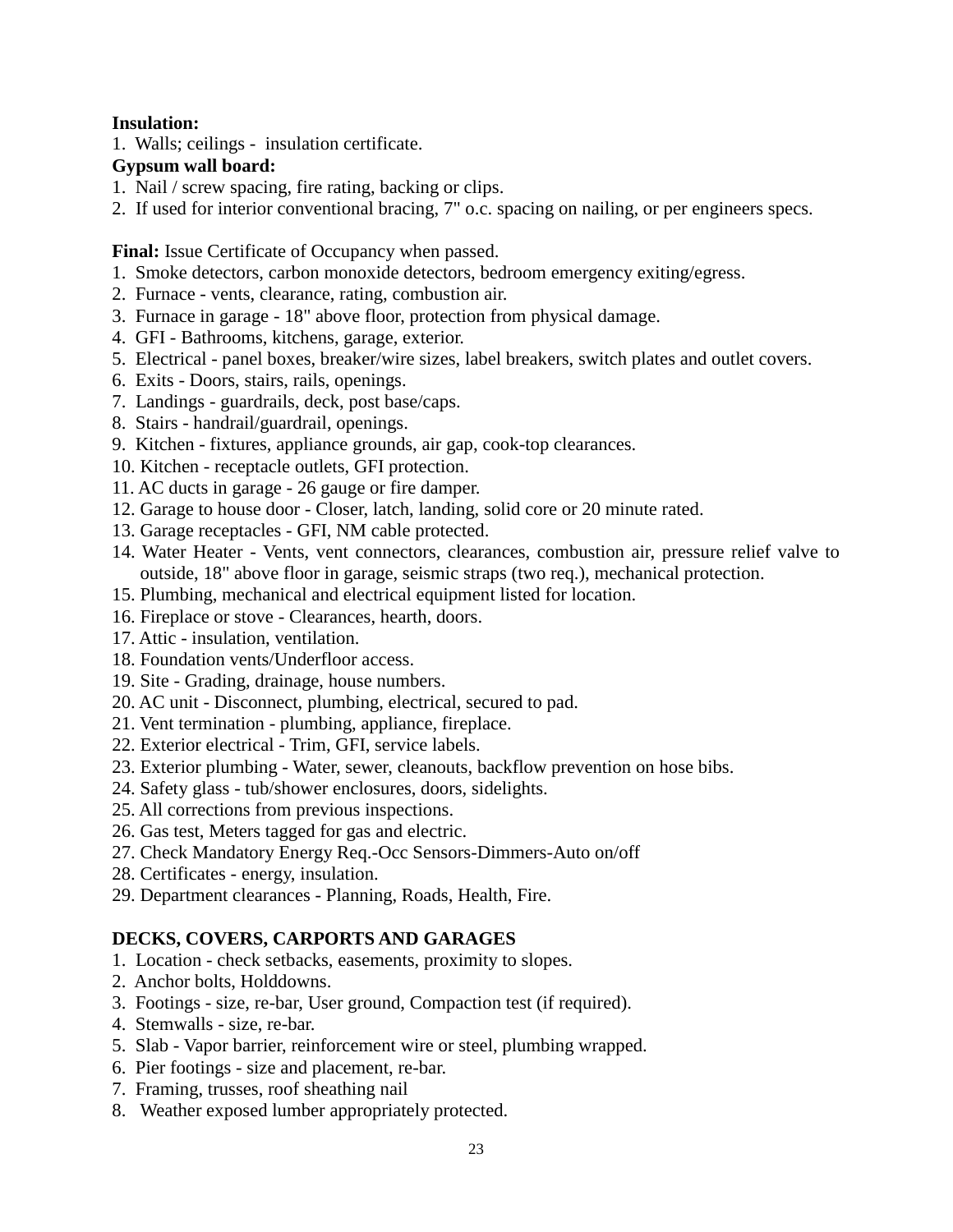**Insulation:**

1. Walls; ceilings - insulation certificate.

**Gypsum wall board:**

1. Nail / screw spacing, fire rating, backing or clips.
2. If used for interior conventional bracing, 7" o.c. spacing on nailing, or per engineers specs.

**Final:** Issue Certificate of Occupancy when passed.

1. Smoke detectors, carbon monoxide detectors, bedroom emergency exiting/egress.
2. Furnace - vents, clearance, rating, combustion air.
3. Furnace in garage - 18" above floor, protection from physical damage.
4. GFI - Bathrooms, kitchens, garage, exterior.
5. Electrical - panel boxes, breaker/wire sizes, label breakers, switch plates and outlet covers.
6. Exits - Doors, stairs, rails, openings.
7. Landings - guardrails, deck, post base/caps.
8. Stairs - handrail/guardrail, openings.
9. Kitchen - fixtures, appliance grounds, air gap, cook-top clearances.
10. Kitchen - receptacle outlets, GFI protection.
11. AC ducts in garage - 26 gauge or fire damper.
12. Garage to house door - Closer, latch, landing, solid core or 20 minute rated.
13. Garage receptacles - GFI, NM cable protected.
14. Water Heater - Vents, vent connectors, clearances, combustion air, pressure relief valve to outside, 18" above floor in garage, seismic straps (two req.), mechanical protection.
15. Plumbing, mechanical and electrical equipment listed for location.
16. Fireplace or stove - Clearances, hearth, doors.
17. Attic - insulation, ventilation.
18. Foundation vents/Underfloor access.
19. Site - Grading, drainage, house numbers.
20. AC unit - Disconnect, plumbing, electrical, secured to pad.
21. Vent termination - plumbing, appliance, fireplace.
22. Exterior electrical - Trim, GFI, service labels.
23. Exterior plumbing - Water, sewer, cleanouts, backflow prevention on hose bibs.
24. Safety glass - tub/shower enclosures, doors, sidelights.
25. All corrections from previous inspections.
26. Gas test, Meters tagged for gas and electric.
27. Check Mandatory Energy Req.-Occ Sensors-Dimmers-Auto on/off
28. Certificates - energy, insulation.
29. Department clearances - Planning, Roads, Health, Fire.

**DECKS, COVERS, CARPORTS AND GARAGES**

1. Location - check setbacks, easements, proximity to slopes.
2. Anchor bolts, Holddowns.
3. Footings - size, re-bar, User ground, Compaction test (if required).
4. Stemwalls - size, re-bar.
5. Slab - Vapor barrier, reinforcement wire or steel, plumbing wrapped.
6. Pier footings - size and placement, re-bar.
7. Framing, trusses, roof sheathing nail
8. Weather exposed lumber appropriately protected.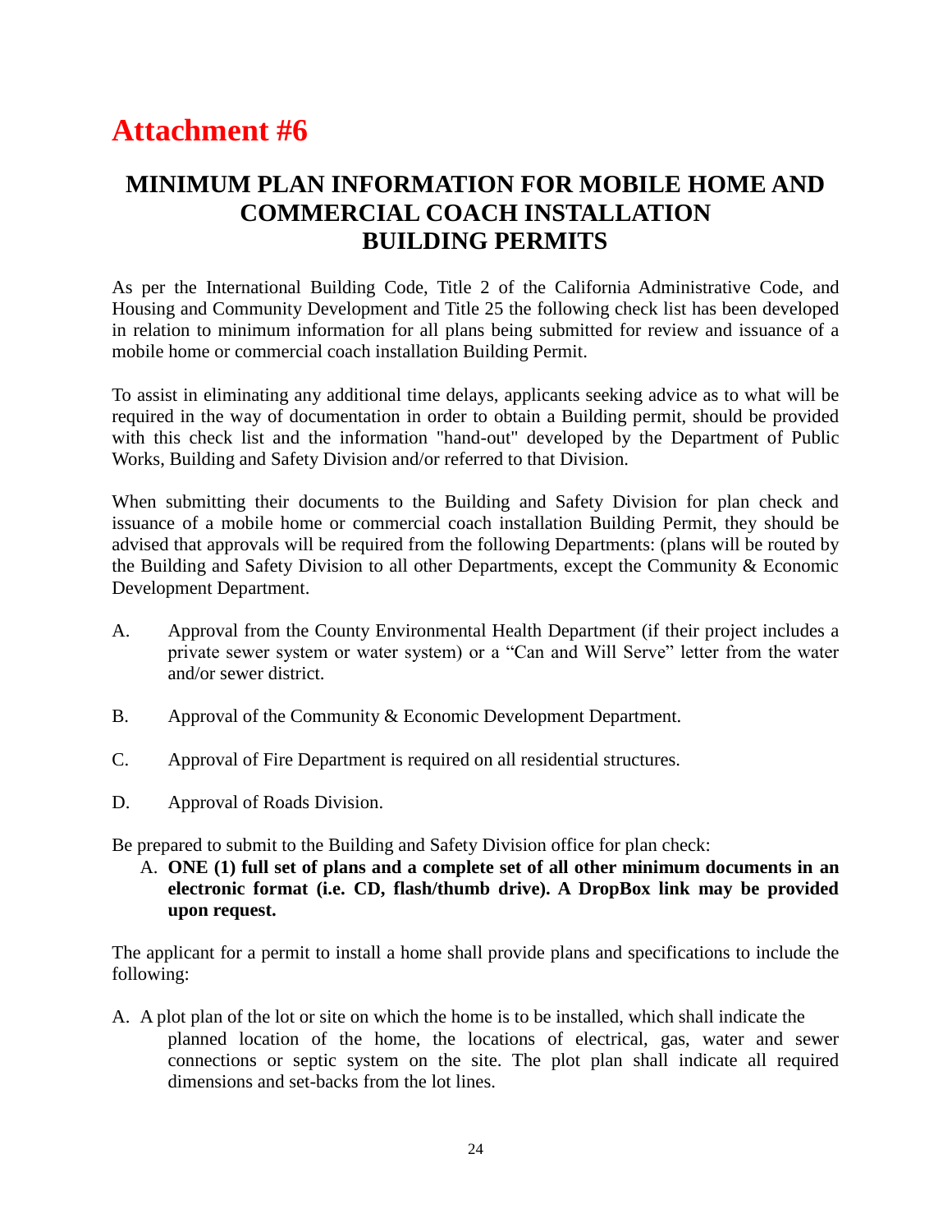# Attachment #6

## MINIMUM PLAN INFORMATION FOR MOBILE HOME AND COMMERCIAL COACH INSTALLATION BUILDING PERMITS

As per the International Building Code, Title 2 of the California Administrative Code, and Housing and Community Development and Title 25 the following check list has been developed in relation to minimum information for all plans being submitted for review and issuance of a mobile home or commercial coach installation Building Permit.

To assist in eliminating any additional time delays, applicants seeking advice as to what will be required in the way of documentation in order to obtain a Building permit, should be provided with this check list and the information "hand-out" developed by the Department of Public Works, Building and Safety Division and/or referred to that Division.

When submitting their documents to the Building and Safety Division for plan check and issuance of a mobile home or commercial coach installation Building Permit, they should be advised that approvals will be required from the following Departments: (plans will be routed by the Building and Safety Division to all other Departments, except the Community & Economic Development Department.

A. Approval from the County Environmental Health Department (if their project includes a private sewer system or water system) or a "Can and Will Serve" letter from the water and/or sewer district.

B. Approval of the Community & Economic Development Department.

C. Approval of Fire Department is required on all residential structures.

D. Approval of Roads Division.

Be prepared to submit to the Building and Safety Division office for plan check:

A. **ONE (1) full set of plans and a complete set of all other minimum documents in an electronic format (i.e. CD, flash/thumb drive). A DropBox link may be provided upon request.**

The applicant for a permit to install a home shall provide plans and specifications to include the following:

A. A plot plan of the lot or site on which the home is to be installed, which shall indicate the planned location of the home, the locations of electrical, gas, water and sewer connections or septic system on the site. The plot plan shall indicate all required dimensions and set-backs from the lot lines.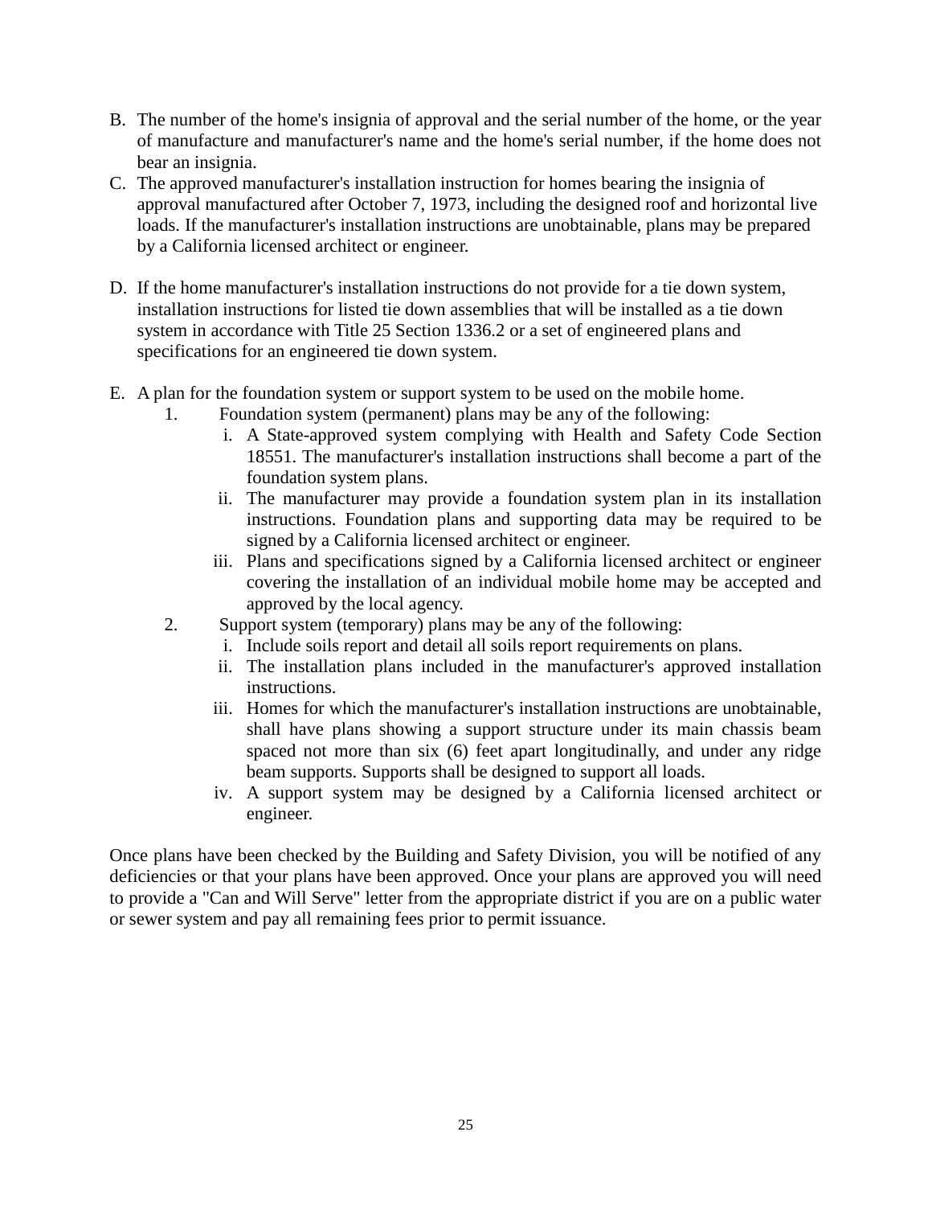B. The number of the home's insignia of approval and the serial number of the home, or the year of manufacture and manufacturer's name and the home's serial number, if the home does not bear an insignia.
C. The approved manufacturer's installation instruction for homes bearing the insignia of approval manufactured after October 7, 1973, including the designed roof and horizontal live loads. If the manufacturer's installation instructions are unobtainable, plans may be prepared by a California licensed architect or engineer.

D. If the home manufacturer's installation instructions do not provide for a tie down system, installation instructions for listed tie down assemblies that will be installed as a tie down system in accordance with Title 25 Section 1336.2 or a set of engineered plans and specifications for an engineered tie down system.

E. A plan for the foundation system or support system to be used on the mobile home.
   1. Foundation system (permanent) plans may be any of the following:
      i. A State-approved system complying with Health and Safety Code Section 18551. The manufacturer's installation instructions shall become a part of the foundation system plans.
      ii. The manufacturer may provide a foundation system plan in its installation instructions. Foundation plans and supporting data may be required to be signed by a California licensed architect or engineer.
      iii. Plans and specifications signed by a California licensed architect or engineer covering the installation of an individual mobile home may be accepted and approved by the local agency.
   2. Support system (temporary) plans may be any of the following:
      i. Include soils report and detail all soils report requirements on plans.
      ii. The installation plans included in the manufacturer's approved installation instructions.
      iii. Homes for which the manufacturer's installation instructions are unobtainable, shall have plans showing a support structure under its main chassis beam spaced not more than six (6) feet apart longitudinally, and under any ridge beam supports. Supports shall be designed to support all loads.
      iv. A support system may be designed by a California licensed architect or engineer.

Once plans have been checked by the Building and Safety Division, you will be notified of any deficiencies or that your plans have been approved. Once your plans are approved you will need to provide a "Can and Will Serve" letter from the appropriate district if you are on a public water or sewer system and pay all remaining fees prior to permit issuance.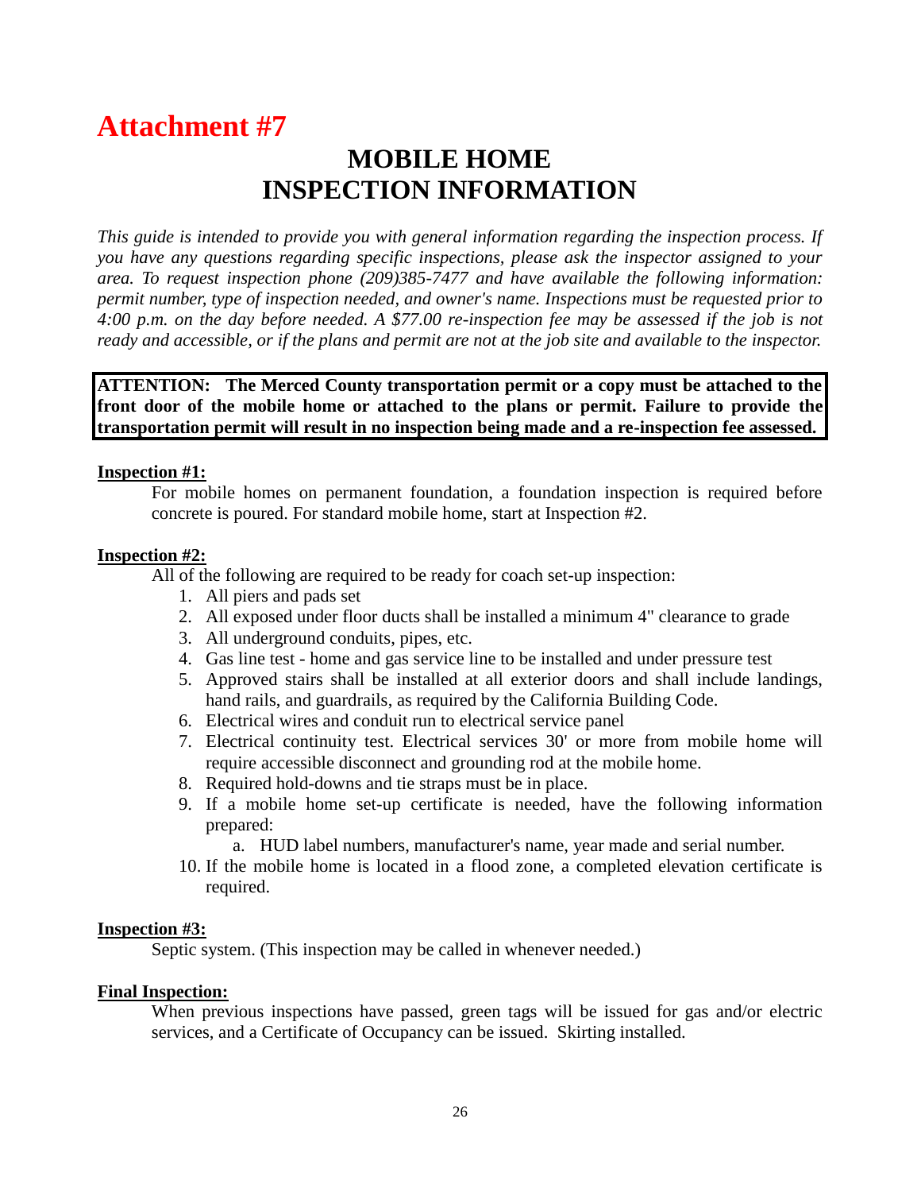# Attachment #7

## MOBILE HOME INSPECTION INFORMATION

*This guide is intended to provide you with general information regarding the inspection process. If you have any questions regarding specific inspections, please ask the inspector assigned to your area. To request inspection phone (209)385-7477 and have available the following information: permit number, type of inspection needed, and owner's name. Inspections must be requested prior to 4:00 p.m. on the day before needed. A $77.00 re-inspection fee may be assessed if the job is not ready and accessible, or if the plans and permit are not at the job site and available to the inspector.*

**ATTENTION: The Merced County transportation permit or a copy must be attached to the front door of the mobile home or attached to the plans or permit. Failure to provide the transportation permit will result in no inspection being made and a re-inspection fee assessed.**

**Inspection #1:**

For mobile homes on permanent foundation, a foundation inspection is required before concrete is poured. For standard mobile home, start at Inspection #2.

**Inspection #2:**

All of the following are required to be ready for coach set-up inspection:

1. All piers and pads set
2. All exposed under floor ducts shall be installed a minimum 4" clearance to grade
3. All underground conduits, pipes, etc.
4. Gas line test - home and gas service line to be installed and under pressure test
5. Approved stairs shall be installed at all exterior doors and shall include landings, hand rails, and guardrails, as required by the California Building Code.
6. Electrical wires and conduit run to electrical service panel
7. Electrical continuity test. Electrical services 30' or more from mobile home will require accessible disconnect and grounding rod at the mobile home.
8. Required hold-downs and tie straps must be in place.
9. If a mobile home set-up certificate is needed, have the following information prepared:
   a. HUD label numbers, manufacturer's name, year made and serial number.
10. If the mobile home is located in a flood zone, a completed elevation certificate is required.

**Inspection #3:**

Septic system. (This inspection may be called in whenever needed.)

**Final Inspection:**

When previous inspections have passed, green tags will be issued for gas and/or electric services, and a Certificate of Occupancy can be issued. Skirting installed.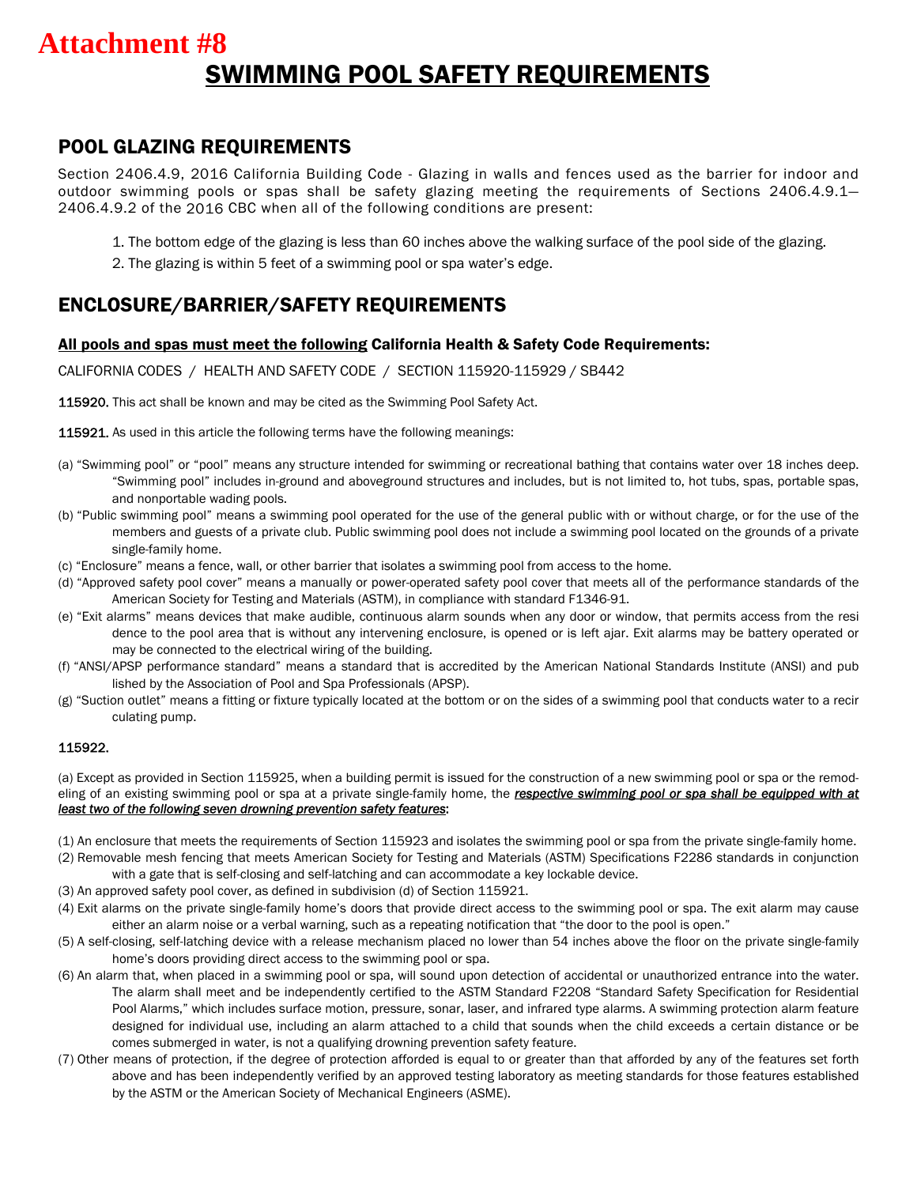**Attachment #8**

# SWIMMING POOL SAFETY REQUIREMENTS

## POOL GLAZING REQUIREMENTS

Section 2406.4.9, 2016 California Building Code - Glazing in walls and fences used as the barrier for indoor and outdoor swimming pools or spas shall be safety glazing meeting the requirements of Sections 2406.4.9.1—2406.4.9.2 of the 2016 CBC when all of the following conditions are present:

1. The bottom edge of the glazing is less than 60 inches above the walking surface of the pool side of the glazing.
2. The glazing is within 5 feet of a swimming pool or spa water's edge.

## ENCLOSURE/BARRIER/SAFETY REQUIREMENTS

### All pools and spas must meet the following California Health & Safety Code Requirements:

CALIFORNIA CODES / HEALTH AND SAFETY CODE / SECTION 115920-115929 / SB442

**115920.** This act shall be known and may be cited as the Swimming Pool Safety Act.

**115921.** As used in this article the following terms have the following meanings:

(a) "Swimming pool" or "pool" means any structure intended for swimming or recreational bathing that contains water over 18 inches deep. "Swimming pool" includes in-ground and aboveground structures and includes, but is not limited to, hot tubs, spas, portable spas, and nonportable wading pools.

(b) "Public swimming pool" means a swimming pool operated for the use of the general public with or without charge, or for the use of the members and guests of a private club. Public swimming pool does not include a swimming pool located on the grounds of a private single-family home.

(c) "Enclosure" means a fence, wall, or other barrier that isolates a swimming pool from access to the home.

(d) "Approved safety pool cover" means a manually or power-operated safety pool cover that meets all of the performance standards of the American Society for Testing and Materials (ASTM), in compliance with standard F1346-91.

(e) "Exit alarms" means devices that make audible, continuous alarm sounds when any door or window, that permits access from the resi dence to the pool area that is without any intervening enclosure, is opened or is left ajar. Exit alarms may be battery operated or may be connected to the electrical wiring of the building.

(f) "ANSI/APSP performance standard" means a standard that is accredited by the American National Standards Institute (ANSI) and pub lished by the Association of Pool and Spa Professionals (APSP).

(g) "Suction outlet" means a fitting or fixture typically located at the bottom or on the sides of a swimming pool that conducts water to a recir culating pump.

**115922.**

(a) Except as provided in Section 115925, when a building permit is issued for the construction of a new swimming pool or spa or the remodeling of an existing swimming pool or spa at a private single-family home, the ***respective swimming pool or spa shall be equipped with at least two of the following seven drowning prevention safety features***:

(1) An enclosure that meets the requirements of Section 115923 and isolates the swimming pool or spa from the private single-family home.

(2) Removable mesh fencing that meets American Society for Testing and Materials (ASTM) Specifications F2286 standards in conjunction with a gate that is self-closing and self-latching and can accommodate a key lockable device.

(3) An approved safety pool cover, as defined in subdivision (d) of Section 115921.

(4) Exit alarms on the private single-family home's doors that provide direct access to the swimming pool or spa. The exit alarm may cause either an alarm noise or a verbal warning, such as a repeating notification that "the door to the pool is open."

(5) A self-closing, self-latching device with a release mechanism placed no lower than 54 inches above the floor on the private single-family home's doors providing direct access to the swimming pool or spa.

(6) An alarm that, when placed in a swimming pool or spa, will sound upon detection of accidental or unauthorized entrance into the water. The alarm shall meet and be independently certified to the ASTM Standard F2208 "Standard Safety Specification for Residential Pool Alarms," which includes surface motion, pressure, sonar, laser, and infrared type alarms. A swimming protection alarm feature designed for individual use, including an alarm attached to a child that sounds when the child exceeds a certain distance or be comes submerged in water, is not a qualifying drowning prevention safety feature.

(7) Other means of protection, if the degree of protection afforded is equal to or greater than that afforded by any of the features set forth above and has been independently verified by an approved testing laboratory as meeting standards for those features established by the ASTM or the American Society of Mechanical Engineers (ASME).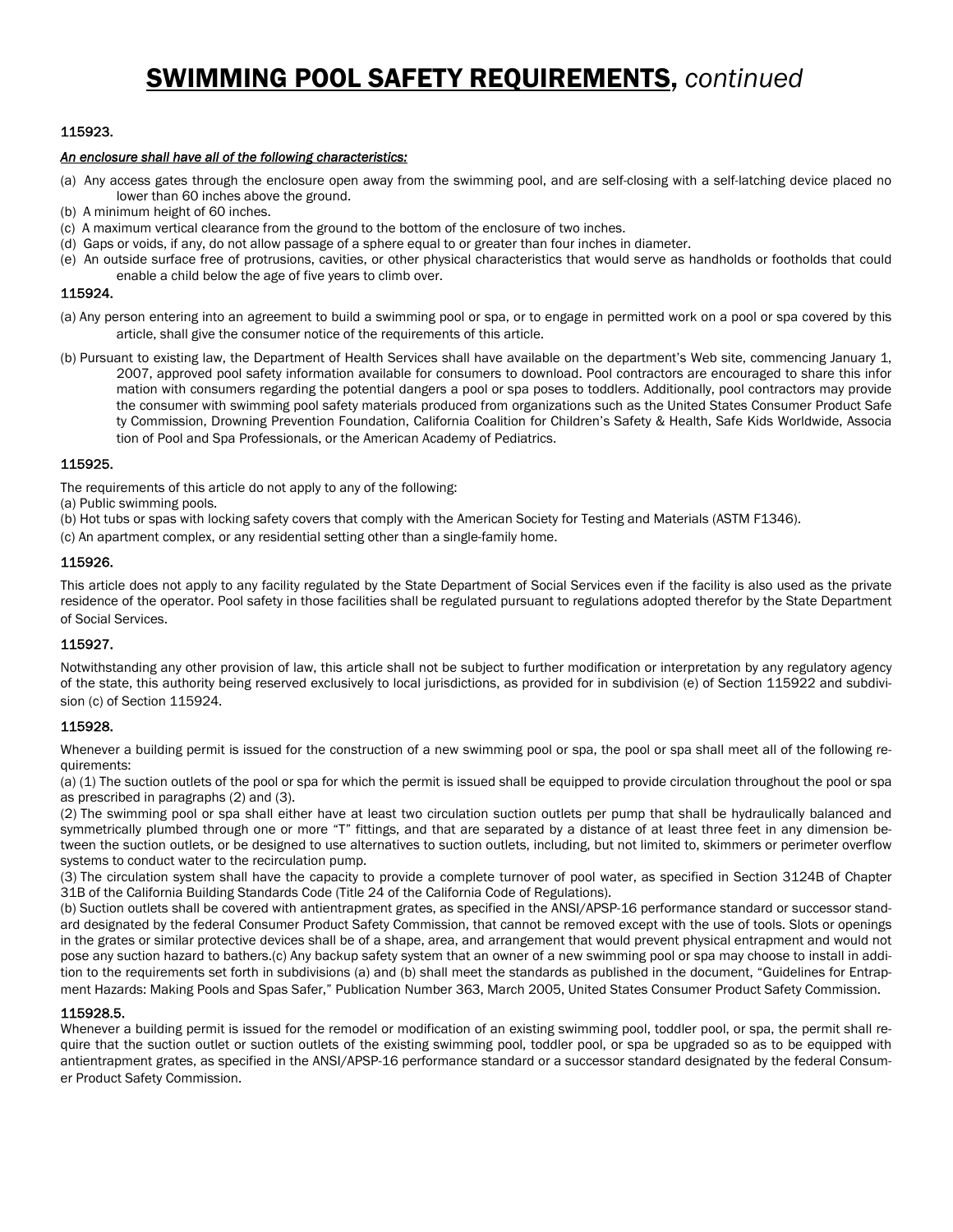# SWIMMING POOL SAFETY REQUIREMENTS, *continued*

115923.

***An enclosure shall have all of the following characteristics:***

(a) Any access gates through the enclosure open away from the swimming pool, and are self-closing with a self-latching device placed no lower than 60 inches above the ground.
(b) A minimum height of 60 inches.
(c) A maximum vertical clearance from the ground to the bottom of the enclosure of two inches.
(d) Gaps or voids, if any, do not allow passage of a sphere equal to or greater than four inches in diameter.
(e) An outside surface free of protrusions, cavities, or other physical characteristics that would serve as handholds or footholds that could enable a child below the age of five years to climb over.

115924.

(a) Any person entering into an agreement to build a swimming pool or spa, or to engage in permitted work on a pool or spa covered by this article, shall give the consumer notice of the requirements of this article.

(b) Pursuant to existing law, the Department of Health Services shall have available on the department's Web site, commencing January 1, 2007, approved pool safety information available for consumers to download. Pool contractors are encouraged to share this infor mation with consumers regarding the potential dangers a pool or spa poses to toddlers. Additionally, pool contractors may provide the consumer with swimming pool safety materials produced from organizations such as the United States Consumer Product Safe ty Commission, Drowning Prevention Foundation, California Coalition for Children's Safety & Health, Safe Kids Worldwide, Associa tion of Pool and Spa Professionals, or the American Academy of Pediatrics.

115925.

The requirements of this article do not apply to any of the following:
(a) Public swimming pools.
(b) Hot tubs or spas with locking safety covers that comply with the American Society for Testing and Materials (ASTM F1346).
(c) An apartment complex, or any residential setting other than a single-family home.

115926.

This article does not apply to any facility regulated by the State Department of Social Services even if the facility is also used as the private residence of the operator. Pool safety in those facilities shall be regulated pursuant to regulations adopted therefor by the State Department of Social Services.

115927.

Notwithstanding any other provision of law, this article shall not be subject to further modification or interpretation by any regulatory agency of the state, this authority being reserved exclusively to local jurisdictions, as provided for in subdivision (e) of Section 115922 and subdivision (c) of Section 115924.

115928.

Whenever a building permit is issued for the construction of a new swimming pool or spa, the pool or spa shall meet all of the following requirements:
(a) (1) The suction outlets of the pool or spa for which the permit is issued shall be equipped to provide circulation throughout the pool or spa as prescribed in paragraphs (2) and (3).
(2) The swimming pool or spa shall either have at least two circulation suction outlets per pump that shall be hydraulically balanced and symmetrically plumbed through one or more "T" fittings, and that are separated by a distance of at least three feet in any dimension between the suction outlets, or be designed to use alternatives to suction outlets, including, but not limited to, skimmers or perimeter overflow systems to conduct water to the recirculation pump.
(3) The circulation system shall have the capacity to provide a complete turnover of pool water, as specified in Section 3124B of Chapter 31B of the California Building Standards Code (Title 24 of the California Code of Regulations).
(b) Suction outlets shall be covered with antientrapment grates, as specified in the ANSI/APSP-16 performance standard or successor standard designated by the federal Consumer Product Safety Commission, that cannot be removed except with the use of tools. Slots or openings in the grates or similar protective devices shall be of a shape, area, and arrangement that would prevent physical entrapment and would not pose any suction hazard to bathers.(c) Any backup safety system that an owner of a new swimming pool or spa may choose to install in addition to the requirements set forth in subdivisions (a) and (b) shall meet the standards as published in the document, "Guidelines for Entrapment Hazards: Making Pools and Spas Safer," Publication Number 363, March 2005, United States Consumer Product Safety Commission.

115928.5.

Whenever a building permit is issued for the remodel or modification of an existing swimming pool, toddler pool, or spa, the permit shall require that the suction outlet or suction outlets of the existing swimming pool, toddler pool, or spa be upgraded so as to be equipped with antientrapment grates, as specified in the ANSI/APSP-16 performance standard or a successor standard designated by the federal Consumer Product Safety Commission.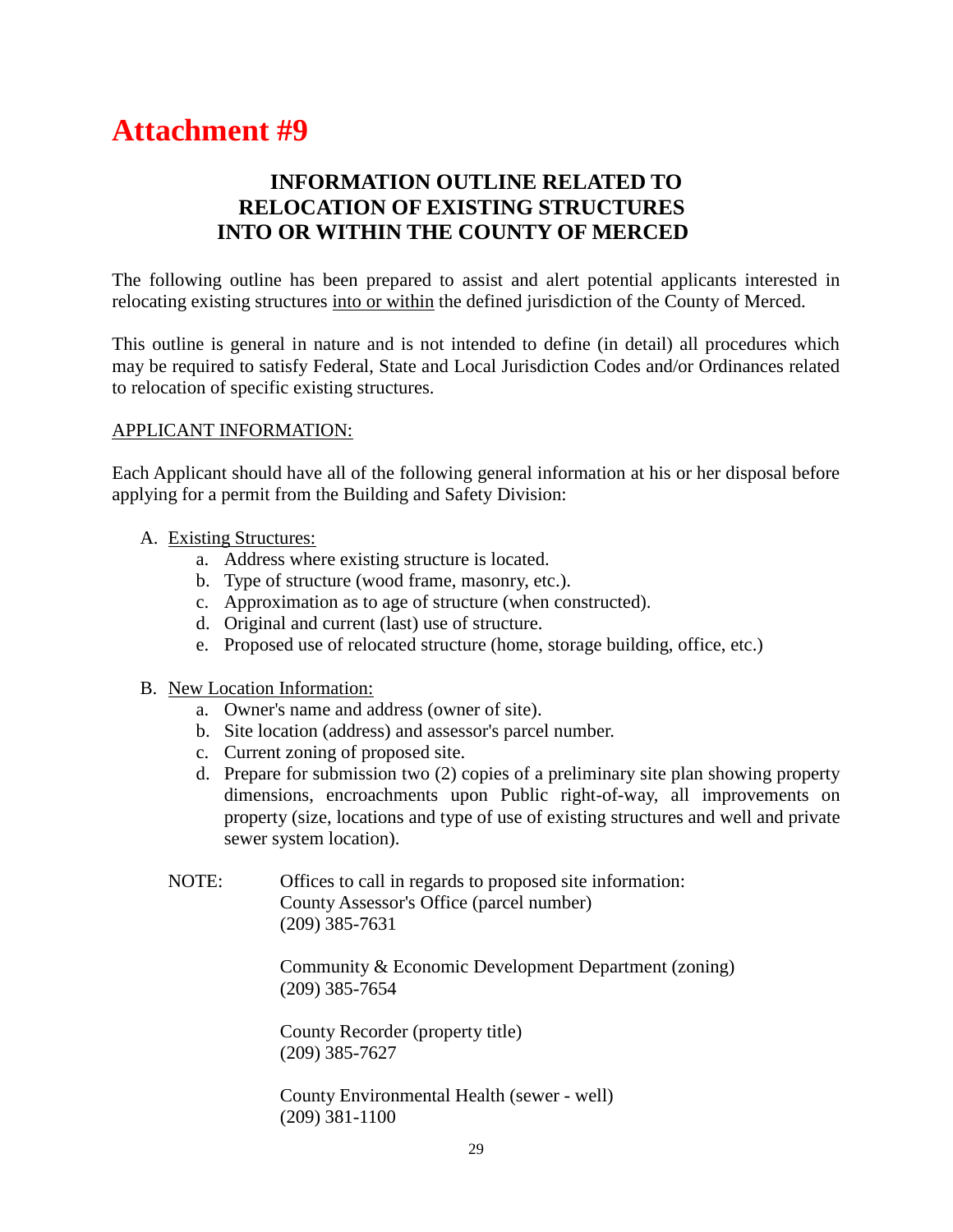# Attachment #9

## INFORMATION OUTLINE RELATED TO RELOCATION OF EXISTING STRUCTURES INTO OR WITHIN THE COUNTY OF MERCED

The following outline has been prepared to assist and alert potential applicants interested in relocating existing structures <u>into or within</u> the defined jurisdiction of the County of Merced.

This outline is general in nature and is not intended to define (in detail) all procedures which may be required to satisfy Federal, State and Local Jurisdiction Codes and/or Ordinances related to relocation of specific existing structures.

<u>APPLICANT INFORMATION:</u>

Each Applicant should have all of the following general information at his or her disposal before applying for a permit from the Building and Safety Division:

A. <u>Existing Structures:</u>
   a. Address where existing structure is located.
   b. Type of structure (wood frame, masonry, etc.).
   c. Approximation as to age of structure (when constructed).
   d. Original and current (last) use of structure.
   e. Proposed use of relocated structure (home, storage building, office, etc.)

B. <u>New Location Information:</u>
   a. Owner's name and address (owner of site).
   b. Site location (address) and assessor's parcel number.
   c. Current zoning of proposed site.
   d. Prepare for submission two (2) copies of a preliminary site plan showing property dimensions, encroachments upon Public right-of-way, all improvements on property (size, locations and type of use of existing structures and well and private sewer system location).

NOTE: Offices to call in regards to proposed site information:

County Assessor's Office (parcel number)
(209) 385-7631

Community & Economic Development Department (zoning)
(209) 385-7654

County Recorder (property title)
(209) 385-7627

County Environmental Health (sewer - well)
(209) 381-1100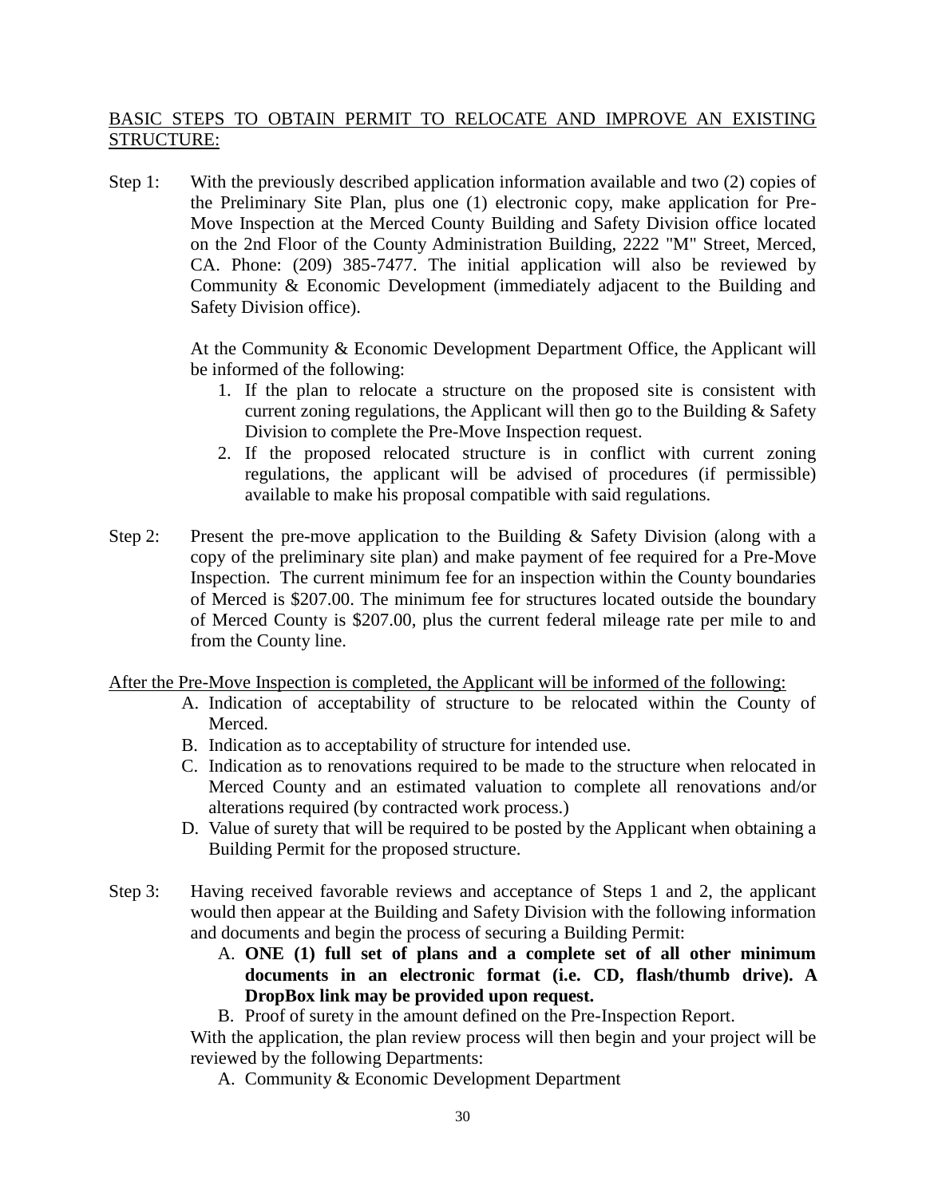<u>BASIC STEPS TO OBTAIN PERMIT TO RELOCATE AND IMPROVE AN EXISTING STRUCTURE:</u>

Step 1: With the previously described application information available and two (2) copies of the Preliminary Site Plan, plus one (1) electronic copy, make application for Pre-Move Inspection at the Merced County Building and Safety Division office located on the 2nd Floor of the County Administration Building, 2222 "M" Street, Merced, CA. Phone: (209) 385-7477. The initial application will also be reviewed by Community & Economic Development (immediately adjacent to the Building and Safety Division office).

At the Community & Economic Development Department Office, the Applicant will be informed of the following:

1. If the plan to relocate a structure on the proposed site is consistent with current zoning regulations, the Applicant will then go to the Building & Safety Division to complete the Pre-Move Inspection request.
2. If the proposed relocated structure is in conflict with current zoning regulations, the applicant will be advised of procedures (if permissible) available to make his proposal compatible with said regulations.

Step 2: Present the pre-move application to the Building & Safety Division (along with a copy of the preliminary site plan) and make payment of fee required for a Pre-Move Inspection. The current minimum fee for an inspection within the County boundaries of Merced is $207.00. The minimum fee for structures located outside the boundary of Merced County is $207.00, plus the current federal mileage rate per mile to and from the County line.

<u>After the Pre-Move Inspection is completed, the Applicant will be informed of the following:</u>

A. Indication of acceptability of structure to be relocated within the County of Merced.
B. Indication as to acceptability of structure for intended use.
C. Indication as to renovations required to be made to the structure when relocated in Merced County and an estimated valuation to complete all renovations and/or alterations required (by contracted work process.)
D. Value of surety that will be required to be posted by the Applicant when obtaining a Building Permit for the proposed structure.

Step 3: Having received favorable reviews and acceptance of Steps 1 and 2, the applicant would then appear at the Building and Safety Division with the following information and documents and begin the process of securing a Building Permit:

A. **ONE (1) full set of plans and a complete set of all other minimum documents in an electronic format (i.e. CD, flash/thumb drive). A DropBox link may be provided upon request.**
B. Proof of surety in the amount defined on the Pre-Inspection Report.

With the application, the plan review process will then begin and your project will be reviewed by the following Departments:

A. Community & Economic Development Department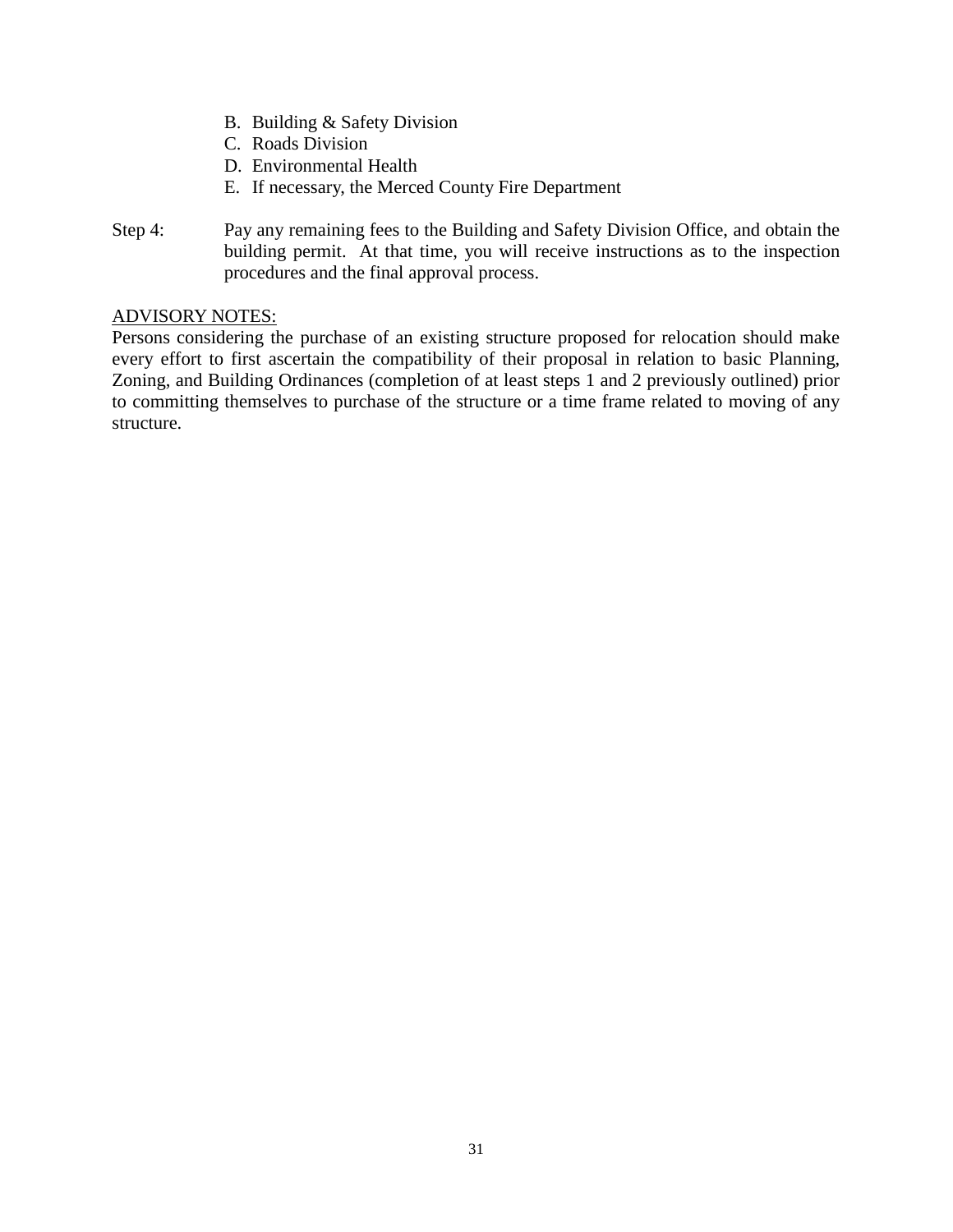B. Building & Safety Division
C. Roads Division
D. Environmental Health
E. If necessary, the Merced County Fire Department

Step 4: Pay any remaining fees to the Building and Safety Division Office, and obtain the building permit. At that time, you will receive instructions as to the inspection procedures and the final approval process.

<u>ADVISORY NOTES:</u>

Persons considering the purchase of an existing structure proposed for relocation should make every effort to first ascertain the compatibility of their proposal in relation to basic Planning, Zoning, and Building Ordinances (completion of at least steps 1 and 2 previously outlined) prior to committing themselves to purchase of the structure or a time frame related to moving of any structure.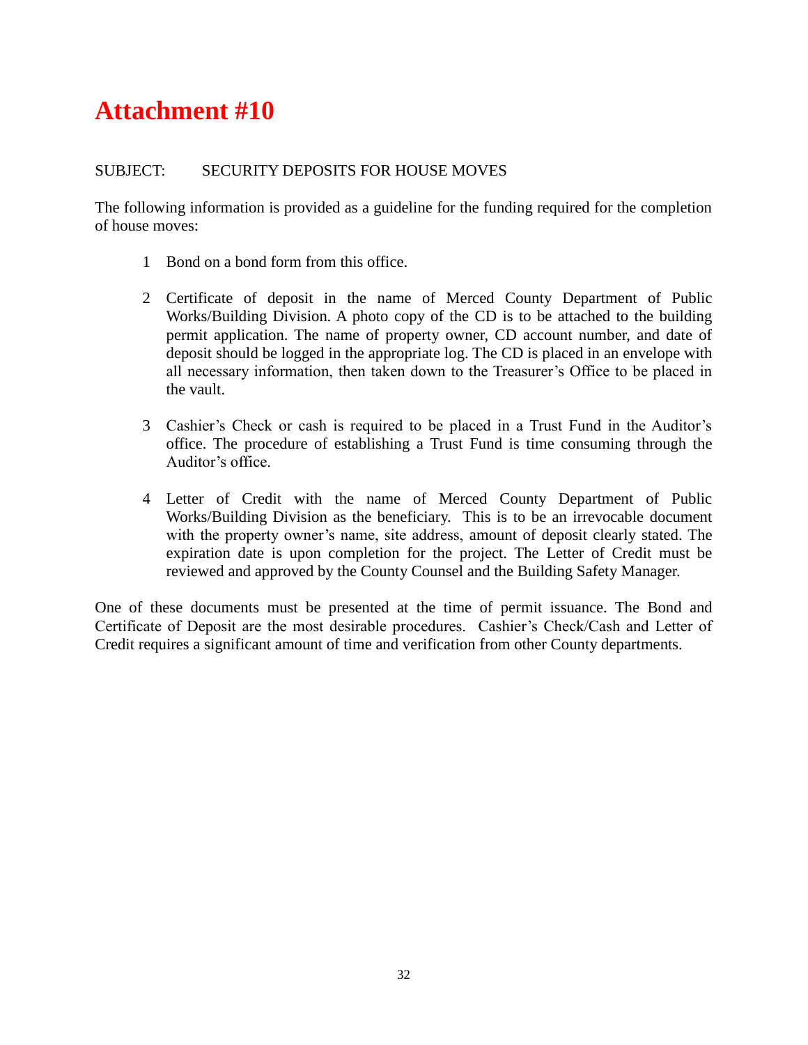# Attachment #10

SUBJECT: SECURITY DEPOSITS FOR HOUSE MOVES

The following information is provided as a guideline for the funding required for the completion of house moves:

1 Bond on a bond form from this office.

2 Certificate of deposit in the name of Merced County Department of Public Works/Building Division. A photo copy of the CD is to be attached to the building permit application. The name of property owner, CD account number, and date of deposit should be logged in the appropriate log. The CD is placed in an envelope with all necessary information, then taken down to the Treasurer's Office to be placed in the vault.

3 Cashier's Check or cash is required to be placed in a Trust Fund in the Auditor's office. The procedure of establishing a Trust Fund is time consuming through the Auditor's office.

4 Letter of Credit with the name of Merced County Department of Public Works/Building Division as the beneficiary. This is to be an irrevocable document with the property owner's name, site address, amount of deposit clearly stated. The expiration date is upon completion for the project. The Letter of Credit must be reviewed and approved by the County Counsel and the Building Safety Manager.

One of these documents must be presented at the time of permit issuance. The Bond and Certificate of Deposit are the most desirable procedures. Cashier's Check/Cash and Letter of Credit requires a significant amount of time and verification from other County departments.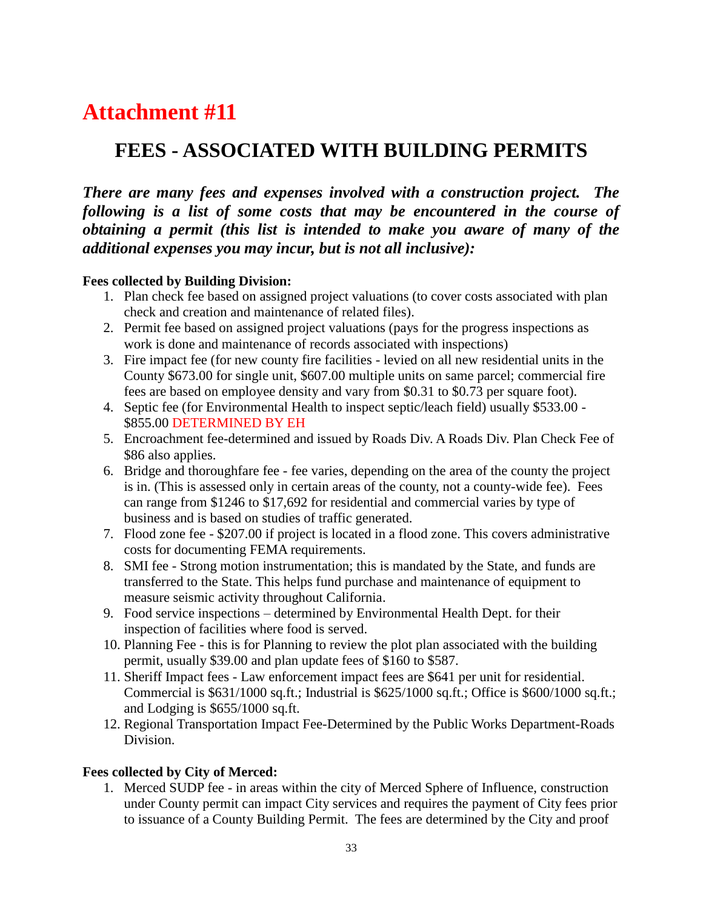# Attachment #11

## FEES - ASSOCIATED WITH BUILDING PERMITS

***There are many fees and expenses involved with a construction project. The following is a list of some costs that may be encountered in the course of obtaining a permit (this list is intended to make you aware of many of the additional expenses you may incur, but is not all inclusive):***

**Fees collected by Building Division:**

1. Plan check fee based on assigned project valuations (to cover costs associated with plan check and creation and maintenance of related files).
2. Permit fee based on assigned project valuations (pays for the progress inspections as work is done and maintenance of records associated with inspections)
3. Fire impact fee (for new county fire facilities - levied on all new residential units in the County $673.00 for single unit, $607.00 multiple units on same parcel; commercial fire fees are based on employee density and vary from $0.31 to $0.73 per square foot).
4. Septic fee (for Environmental Health to inspect septic/leach field) usually $533.00 - $855.00 DETERMINED BY EH
5. Encroachment fee-determined and issued by Roads Div. A Roads Div. Plan Check Fee of $86 also applies.
6. Bridge and thoroughfare fee - fee varies, depending on the area of the county the project is in. (This is assessed only in certain areas of the county, not a county-wide fee). Fees can range from $1246 to $17,692 for residential and commercial varies by type of business and is based on studies of traffic generated.
7. Flood zone fee - $207.00 if project is located in a flood zone. This covers administrative costs for documenting FEMA requirements.
8. SMI fee - Strong motion instrumentation; this is mandated by the State, and funds are transferred to the State. This helps fund purchase and maintenance of equipment to measure seismic activity throughout California.
9. Food service inspections – determined by Environmental Health Dept. for their inspection of facilities where food is served.
10. Planning Fee - this is for Planning to review the plot plan associated with the building permit, usually $39.00 and plan update fees of $160 to $587.
11. Sheriff Impact fees - Law enforcement impact fees are $641 per unit for residential. Commercial is $631/1000 sq.ft.; Industrial is $625/1000 sq.ft.; Office is $600/1000 sq.ft.; and Lodging is $655/1000 sq.ft.
12. Regional Transportation Impact Fee-Determined by the Public Works Department-Roads Division.

**Fees collected by City of Merced:**

1. Merced SUDP fee - in areas within the city of Merced Sphere of Influence, construction under County permit can impact City services and requires the payment of City fees prior to issuance of a County Building Permit. The fees are determined by the City and proof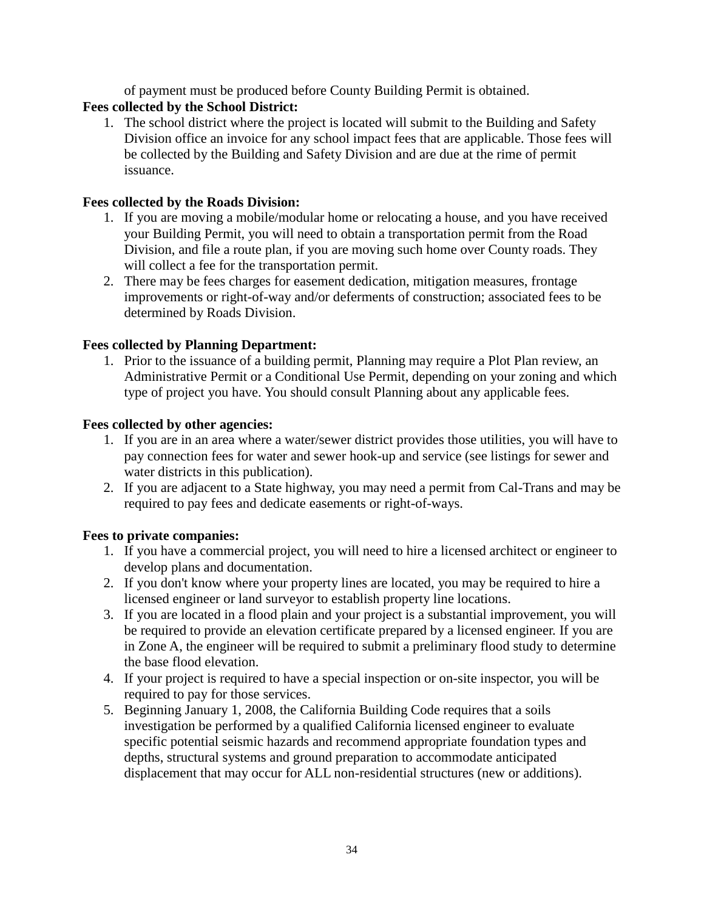of payment must be produced before County Building Permit is obtained.

**Fees collected by the School District:**

1. The school district where the project is located will submit to the Building and Safety Division office an invoice for any school impact fees that are applicable. Those fees will be collected by the Building and Safety Division and are due at the rime of permit issuance.

**Fees collected by the Roads Division:**

1. If you are moving a mobile/modular home or relocating a house, and you have received your Building Permit, you will need to obtain a transportation permit from the Road Division, and file a route plan, if you are moving such home over County roads. They will collect a fee for the transportation permit.
2. There may be fees charges for easement dedication, mitigation measures, frontage improvements or right-of-way and/or deferments of construction; associated fees to be determined by Roads Division.

**Fees collected by Planning Department:**

1. Prior to the issuance of a building permit, Planning may require a Plot Plan review, an Administrative Permit or a Conditional Use Permit, depending on your zoning and which type of project you have. You should consult Planning about any applicable fees.

**Fees collected by other agencies:**

1. If you are in an area where a water/sewer district provides those utilities, you will have to pay connection fees for water and sewer hook-up and service (see listings for sewer and water districts in this publication).
2. If you are adjacent to a State highway, you may need a permit from Cal-Trans and may be required to pay fees and dedicate easements or right-of-ways.

**Fees to private companies:**

1. If you have a commercial project, you will need to hire a licensed architect or engineer to develop plans and documentation.
2. If you don't know where your property lines are located, you may be required to hire a licensed engineer or land surveyor to establish property line locations.
3. If you are located in a flood plain and your project is a substantial improvement, you will be required to provide an elevation certificate prepared by a licensed engineer. If you are in Zone A, the engineer will be required to submit a preliminary flood study to determine the base flood elevation.
4. If your project is required to have a special inspection or on-site inspector, you will be required to pay for those services.
5. Beginning January 1, 2008, the California Building Code requires that a soils investigation be performed by a qualified California licensed engineer to evaluate specific potential seismic hazards and recommend appropriate foundation types and depths, structural systems and ground preparation to accommodate anticipated displacement that may occur for ALL non-residential structures (new or additions).